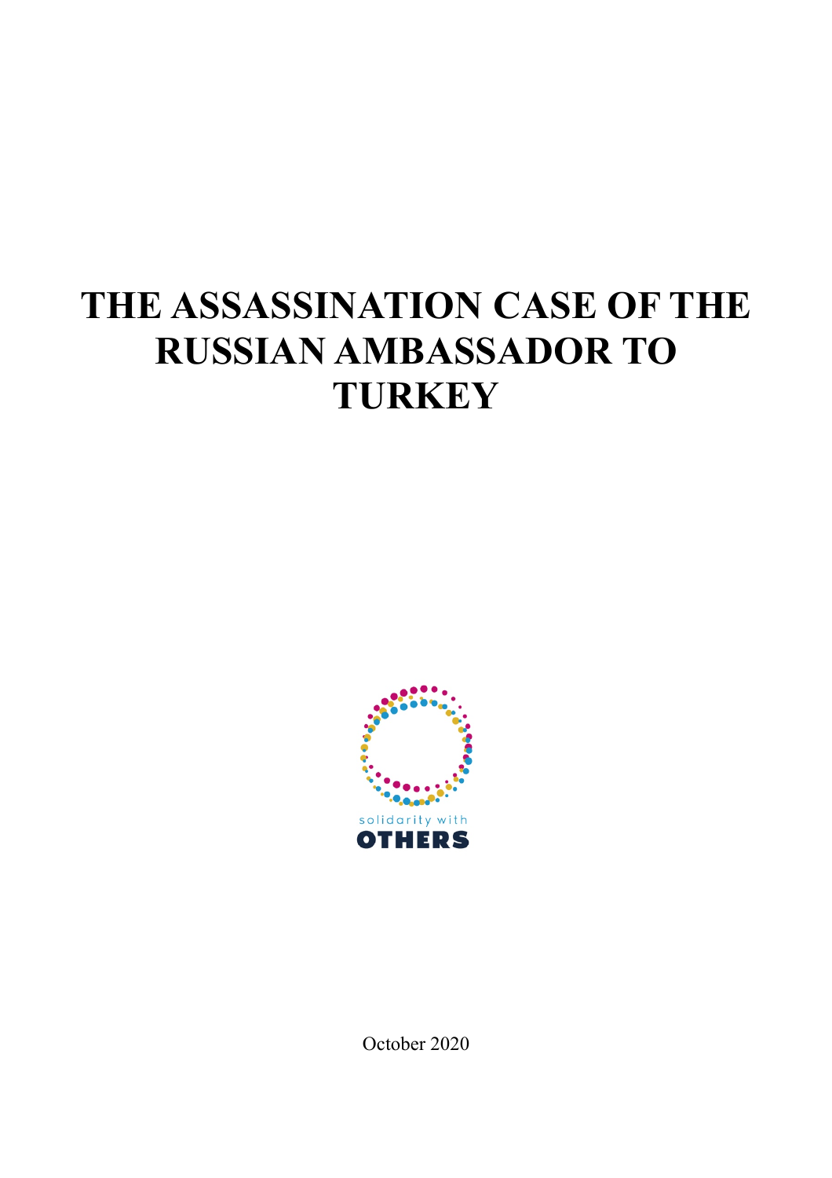# THE ASSASSINATION CASE OF THE RUSSIAN AMBASSADOR TO TURKEY

solidarity with

OTHERS

October 2020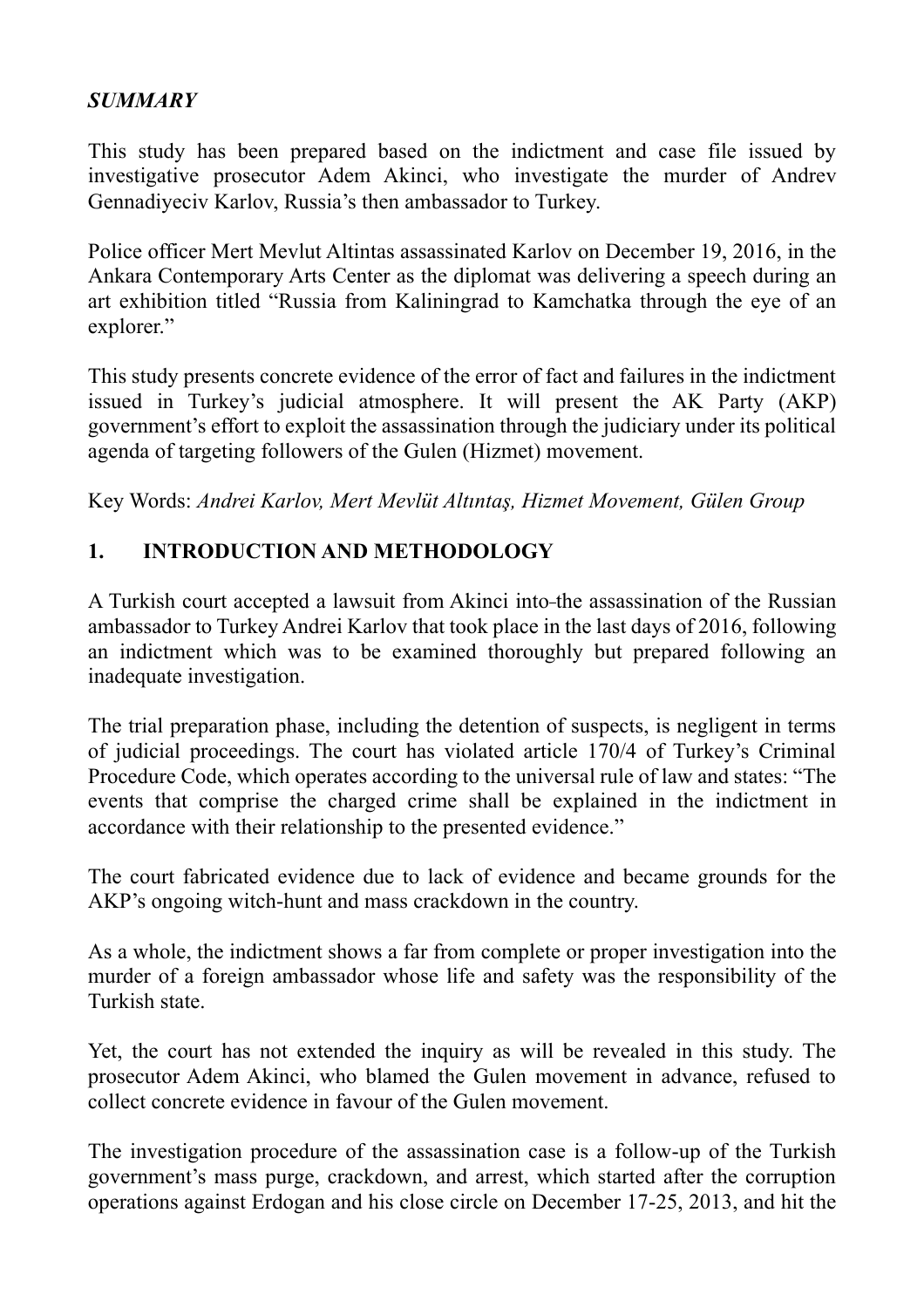***SUMMARY***

This study has been prepared based on the indictment and case file issued by investigative prosecutor Adem Akinci, who investigate the murder of Andrev Gennadiyeciv Karlov, Russia's then ambassador to Turkey.

Police officer Mert Mevlut Altintas assassinated Karlov on December 19, 2016, in the Ankara Contemporary Arts Center as the diplomat was delivering a speech during an art exhibition titled "Russia from Kaliningrad to Kamchatka through the eye of an explorer."

This study presents concrete evidence of the error of fact and failures in the indictment issued in Turkey's judicial atmosphere. It will present the AK Party (AKP) government's effort to exploit the assassination through the judiciary under its political agenda of targeting followers of the Gulen (Hizmet) movement.

Key Words: *Andrei Karlov, Mert Mevlüt Altıntaş, Hizmet Movement, Gülen Group*

## 1. INTRODUCTION AND METHODOLOGY

A Turkish court accepted a lawsuit from Akinci into the assassination of the Russian ambassador to Turkey Andrei Karlov that took place in the last days of 2016, following an indictment which was to be examined thoroughly but prepared following an inadequate investigation.

The trial preparation phase, including the detention of suspects, is negligent in terms of judicial proceedings. The court has violated article 170/4 of Turkey's Criminal Procedure Code, which operates according to the universal rule of law and states: "The events that comprise the charged crime shall be explained in the indictment in accordance with their relationship to the presented evidence."

The court fabricated evidence due to lack of evidence and became grounds for the AKP's ongoing witch-hunt and mass crackdown in the country.

As a whole, the indictment shows a far from complete or proper investigation into the murder of a foreign ambassador whose life and safety was the responsibility of the Turkish state.

Yet, the court has not extended the inquiry as will be revealed in this study. The prosecutor Adem Akinci, who blamed the Gulen movement in advance, refused to collect concrete evidence in favour of the Gulen movement.

The investigation procedure of the assassination case is a follow-up of the Turkish government's mass purge, crackdown, and arrest, which started after the corruption operations against Erdogan and his close circle on December 17-25, 2013, and hit the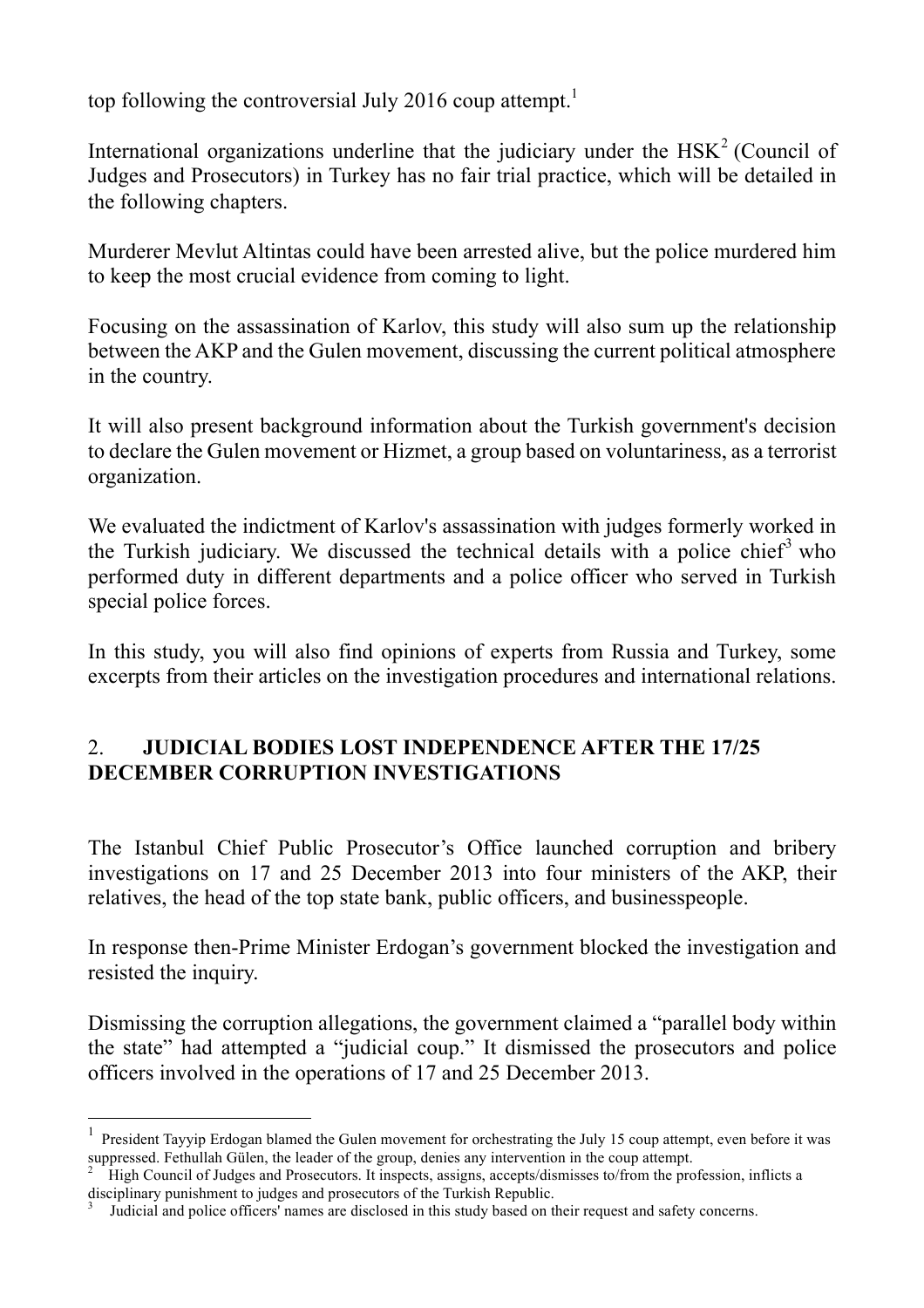top following the controversial July 2016 coup attempt.[1]

International organizations underline that the judiciary under the HSK[2] (Council of Judges and Prosecutors) in Turkey has no fair trial practice, which will be detailed in the following chapters.

Murderer Mevlut Altintas could have been arrested alive, but the police murdered him to keep the most crucial evidence from coming to light.

Focusing on the assassination of Karlov, this study will also sum up the relationship between the AKP and the Gulen movement, discussing the current political atmosphere in the country.

It will also present background information about the Turkish government's decision to declare the Gulen movement or Hizmet, a group based on voluntariness, as a terrorist organization.

We evaluated the indictment of Karlov's assassination with judges formerly worked in the Turkish judiciary. We discussed the technical details with a police chief[3] who performed duty in different departments and a police officer who served in Turkish special police forces.

In this study, you will also find opinions of experts from Russia and Turkey, some excerpts from their articles on the investigation procedures and international relations.

## 2. JUDICIAL BODIES LOST INDEPENDENCE AFTER THE 17/25 DECEMBER CORRUPTION INVESTIGATIONS

The Istanbul Chief Public Prosecutor's Office launched corruption and bribery investigations on 17 and 25 December 2013 into four ministers of the AKP, their relatives, the head of the top state bank, public officers, and businesspeople.

In response then-Prime Minister Erdogan's government blocked the investigation and resisted the inquiry.

Dismissing the corruption allegations, the government claimed a "parallel body within the state" had attempted a "judicial coup." It dismissed the prosecutors and police officers involved in the operations of 17 and 25 December 2013.

---

[1] President Tayyip Erdogan blamed the Gulen movement for orchestrating the July 15 coup attempt, even before it was suppressed. Fethullah Gülen, the leader of the group, denies any intervention in the coup attempt.

[2] High Council of Judges and Prosecutors. It inspects, assigns, accepts/dismisses to/from the profession, inflicts a disciplinary punishment to judges and prosecutors of the Turkish Republic.

[3] Judicial and police officers' names are disclosed in this study based on their request and safety concerns.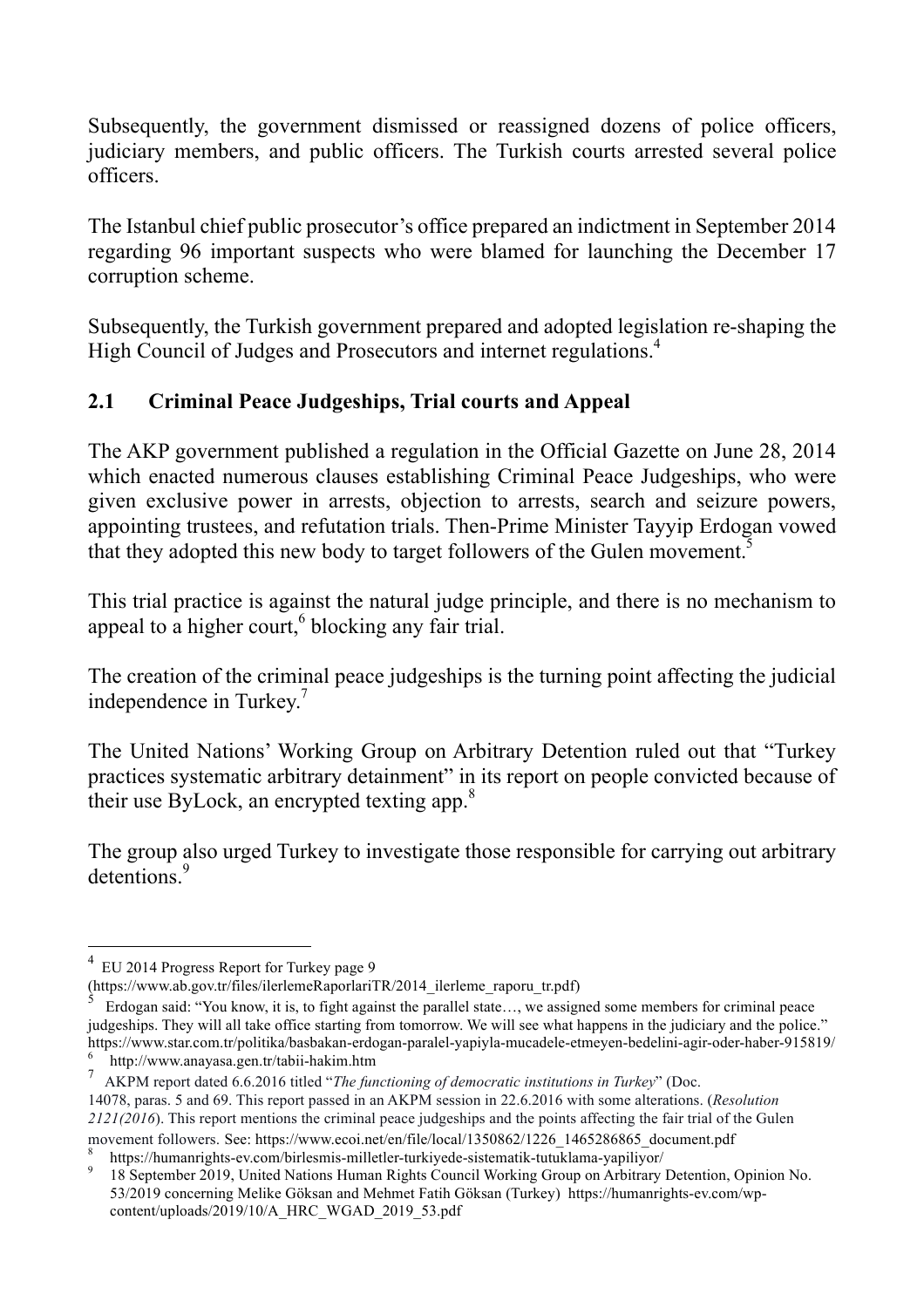Subsequently, the government dismissed or reassigned dozens of police officers, judiciary members, and public officers. The Turkish courts arrested several police officers.

The Istanbul chief public prosecutor's office prepared an indictment in September 2014 regarding 96 important suspects who were blamed for launching the December 17 corruption scheme.

Subsequently, the Turkish government prepared and adopted legislation re-shaping the High Council of Judges and Prosecutors and internet regulations.[4]

## 2.1 Criminal Peace Judgeships, Trial courts and Appeal

The AKP government published a regulation in the Official Gazette on June 28, 2014 which enacted numerous clauses establishing Criminal Peace Judgeships, who were given exclusive power in arrests, objection to arrests, search and seizure powers, appointing trustees, and refutation trials. Then-Prime Minister Tayyip Erdogan vowed that they adopted this new body to target followers of the Gulen movement.[5]

This trial practice is against the natural judge principle, and there is no mechanism to appeal to a higher court,[6] blocking any fair trial.

The creation of the criminal peace judgeships is the turning point affecting the judicial independence in Turkey.[7]

The United Nations' Working Group on Arbitrary Detention ruled out that "Turkey practices systematic arbitrary detainment" in its report on people convicted because of their use ByLock, an encrypted texting app.[8]

The group also urged Turkey to investigate those responsible for carrying out arbitrary detentions.[9]

---

[4] EU 2014 Progress Report for Turkey page 9 (https://www.ab.gov.tr/files/ilerlemeRaporlariTR/2014_ilerleme_raporu_tr.pdf)

[5] Erdogan said: "You know, it is, to fight against the parallel state…, we assigned some members for criminal peace judgeships. They will all take office starting from tomorrow. We will see what happens in the judiciary and the police." https://www.star.com.tr/politika/basbakan-erdogan-paralel-yapiyla-mucadele-etmeyen-bedelini-agir-oder-haber-915819/

[6] http://www.anayasa.gen.tr/tabii-hakim.htm

[7] AKPM report dated 6.6.2016 titled "*The functioning of democratic institutions in Turkey*" (Doc. 14078, paras. 5 and 69. This report passed in an AKPM session in 22.6.2016 with some alterations. (*Resolution 2121(2016*). This report mentions the criminal peace judgeships and the points affecting the fair trial of the Gulen movement followers. See: https://www.ecoi.net/en/file/local/1350862/1226_1465286865_document.pdf

[8] https://humanrights-ev.com/birlesmis-milletler-turkiyede-sistematik-tutuklama-yapiliyor/

[9] 18 September 2019, United Nations Human Rights Council Working Group on Arbitrary Detention, Opinion No. 53/2019 concerning Melike Göksan and Mehmet Fatih Göksan (Turkey) https://humanrights-ev.com/wp-content/uploads/2019/10/A_HRC_WGAD_2019_53.pdf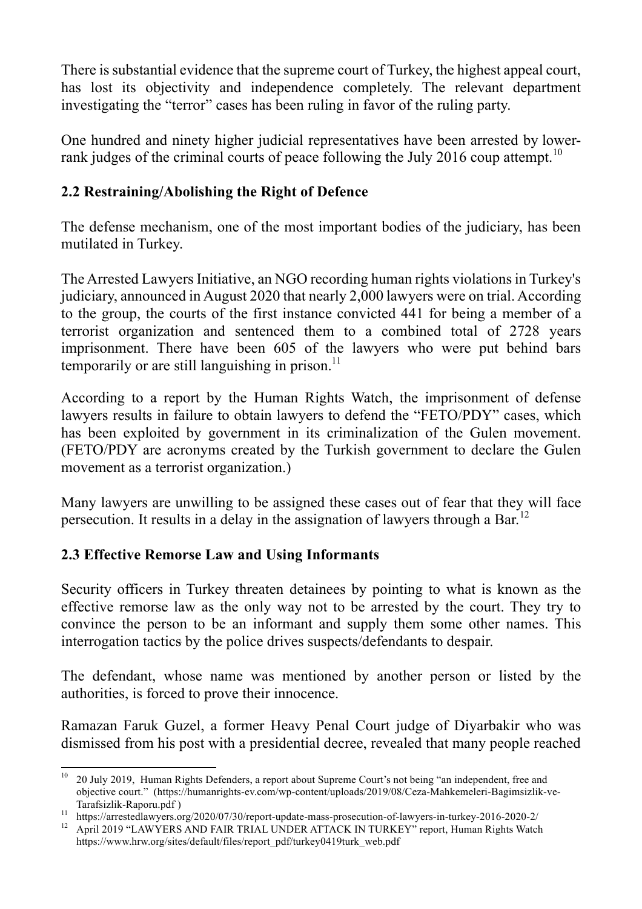There is substantial evidence that the supreme court of Turkey, the highest appeal court, has lost its objectivity and independence completely. The relevant department investigating the "terror" cases has been ruling in favor of the ruling party.

One hundred and ninety higher judicial representatives have been arrested by lower-rank judges of the criminal courts of peace following the July 2016 coup attempt.[10]

## 2.2 Restraining/Abolishing the Right of Defence

The defense mechanism, one of the most important bodies of the judiciary, has been mutilated in Turkey.

The Arrested Lawyers Initiative, an NGO recording human rights violations in Turkey's judiciary, announced in August 2020 that nearly 2,000 lawyers were on trial. According to the group, the courts of the first instance convicted 441 for being a member of a terrorist organization and sentenced them to a combined total of 2728 years imprisonment. There have been 605 of the lawyers who were put behind bars temporarily or are still languishing in prison.[11]

According to a report by the Human Rights Watch, the imprisonment of defense lawyers results in failure to obtain lawyers to defend the "FETO/PDY" cases, which has been exploited by government in its criminalization of the Gulen movement. (FETO/PDY are acronyms created by the Turkish government to declare the Gulen movement as a terrorist organization.)

Many lawyers are unwilling to be assigned these cases out of fear that they will face persecution. It results in a delay in the assignation of lawyers through a Bar.[12]

## 2.3 Effective Remorse Law and Using Informants

Security officers in Turkey threaten detainees by pointing to what is known as the effective remorse law as the only way not to be arrested by the court. They try to convince the person to be an informant and supply them some other names. This interrogation tactics by the police drives suspects/defendants to despair.

The defendant, whose name was mentioned by another person or listed by the authorities, is forced to prove their innocence.

Ramazan Faruk Guzel, a former Heavy Penal Court judge of Diyarbakir who was dismissed from his post with a presidential decree, revealed that many people reached

---

[10] 20 July 2019, Human Rights Defenders, a report about Supreme Court's not being "an independent, free and objective court." (https://humanrights-ev.com/wp-content/uploads/2019/08/Ceza-Mahkemeleri-Bagimsizlik-ve-Tarafsizlik-Raporu.pdf )

[11] https://arrestedlawyers.org/2020/07/30/report-update-mass-prosecution-of-lawyers-in-turkey-2016-2020-2/

[12] April 2019 "LAWYERS AND FAIR TRIAL UNDER ATTACK IN TURKEY" report, Human Rights Watch https://www.hrw.org/sites/default/files/report_pdf/turkey0419turk_web.pdf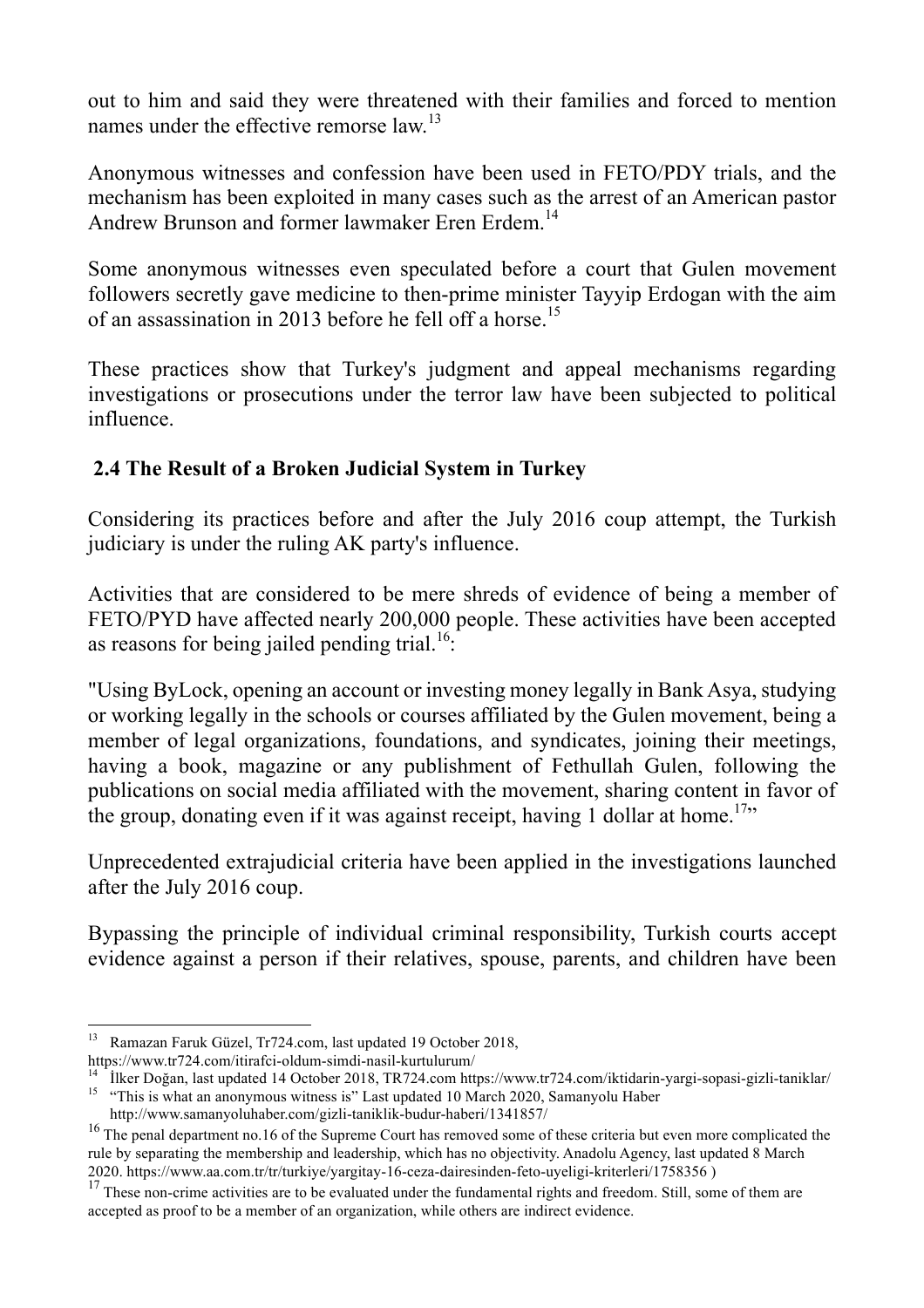out to him and said they were threatened with their families and forced to mention names under the effective remorse law.[13]

Anonymous witnesses and confession have been used in FETO/PDY trials, and the mechanism has been exploited in many cases such as the arrest of an American pastor Andrew Brunson and former lawmaker Eren Erdem.[14]

Some anonymous witnesses even speculated before a court that Gulen movement followers secretly gave medicine to then-prime minister Tayyip Erdogan with the aim of an assassination in 2013 before he fell off a horse.[15]

These practices show that Turkey's judgment and appeal mechanisms regarding investigations or prosecutions under the terror law have been subjected to political influence.

### 2.4 The Result of a Broken Judicial System in Turkey

Considering its practices before and after the July 2016 coup attempt, the Turkish judiciary is under the ruling AK party's influence.

Activities that are considered to be mere shreds of evidence of being a member of FETO/PYD have affected nearly 200,000 people. These activities have been accepted as reasons for being jailed pending trial.[16]:

"Using ByLock, opening an account or investing money legally in Bank Asya, studying or working legally in the schools or courses affiliated by the Gulen movement, being a member of legal organizations, foundations, and syndicates, joining their meetings, having a book, magazine or any publishment of Fethullah Gulen, following the publications on social media affiliated with the movement, sharing content in favor of the group, donating even if it was against receipt, having 1 dollar at home.[17]"

Unprecedented extrajudicial criteria have been applied in the investigations launched after the July 2016 coup.

Bypassing the principle of individual criminal responsibility, Turkish courts accept evidence against a person if their relatives, spouse, parents, and children have been

---

[13] Ramazan Faruk Güzel, Tr724.com, last updated 19 October 2018, https://www.tr724.com/itirafci-oldum-simdi-nasil-kurtulurum/

[14] İlker Doğan, last updated 14 October 2018, TR724.com https://www.tr724.com/iktidarin-yargi-sopasi-gizli-taniklar/

[15] "This is what an anonymous witness is" Last updated 10 March 2020, Samanyolu Haber http://www.samanyoluhaber.com/gizli-taniklik-budur-haberi/1341857/

[16] The penal department no.16 of the Supreme Court has removed some of these criteria but even more complicated the rule by separating the membership and leadership, which has no objectivity. Anadolu Agency, last updated 8 March 2020. https://www.aa.com.tr/tr/turkiye/yargitay-16-ceza-dairesinden-feto-uyeligi-kriterleri/1758356 )

[17] These non-crime activities are to be evaluated under the fundamental rights and freedom. Still, some of them are accepted as proof to be a member of an organization, while others are indirect evidence.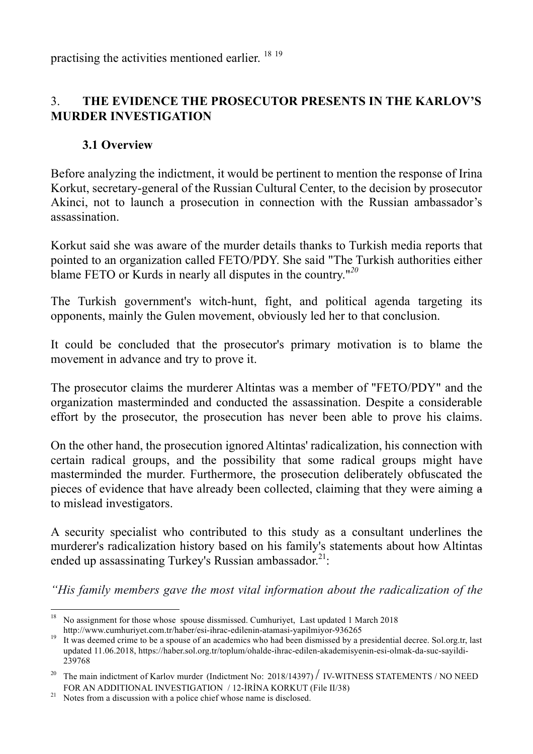practising the activities mentioned earlier. [18] [19]

## 3. THE EVIDENCE THE PROSECUTOR PRESENTS IN THE KARLOV'S MURDER INVESTIGATION

### 3.1 Overview

Before analyzing the indictment, it would be pertinent to mention the response of Irina Korkut, secretary-general of the Russian Cultural Center, to the decision by prosecutor Akinci, not to launch a prosecution in connection with the Russian ambassador's assassination.

Korkut said she was aware of the murder details thanks to Turkish media reports that pointed to an organization called FETO/PDY. She said "The Turkish authorities either blame FETO or Kurds in nearly all disputes in the country."[20]

The Turkish government's witch-hunt, fight, and political agenda targeting its opponents, mainly the Gulen movement, obviously led her to that conclusion.

It could be concluded that the prosecutor's primary motivation is to blame the movement in advance and try to prove it.

The prosecutor claims the murderer Altintas was a member of "FETO/PDY" and the organization masterminded and conducted the assassination. Despite a considerable effort by the prosecutor, the prosecution has never been able to prove his claims.

On the other hand, the prosecution ignored Altintas' radicalization, his connection with certain radical groups, and the possibility that some radical groups might have masterminded the murder. Furthermore, the prosecution deliberately obfuscated the pieces of evidence that have already been collected, claiming that they were aiming ~~a~~ to mislead investigators.

A security specialist who contributed to this study as a consultant underlines the murderer's radicalization history based on his family's statements about how Altintas ended up assassinating Turkey's Russian ambassador.[21]:

*"His family members gave the most vital information about the radicalization of the*

---

[18] No assignment for those whose spouse dissmissed. Cumhuriyet, Last updated 1 March 2018 http://www.cumhuriyet.com.tr/haber/esi-ihrac-edilenin-atamasi-yapilmiyor-936265

[19] It was deemed crime to be a spouse of an academics who had been dismissed by a presidential decree. Sol.org.tr, last updated 11.06.2018, https://haber.sol.org.tr/toplum/ohalde-ihrac-edilen-akademisyenin-esi-olmak-da-suc-sayildi-239768

[20] The main indictment of Karlov murder (Indictment No: 2018/14397) / IV-WITNESS STATEMENTS / NO NEED FOR AN ADDITIONAL INVESTIGATION / 12-İRİNA KORKUT (File II/38)

[21] Notes from a discussion with a police chief whose name is disclosed.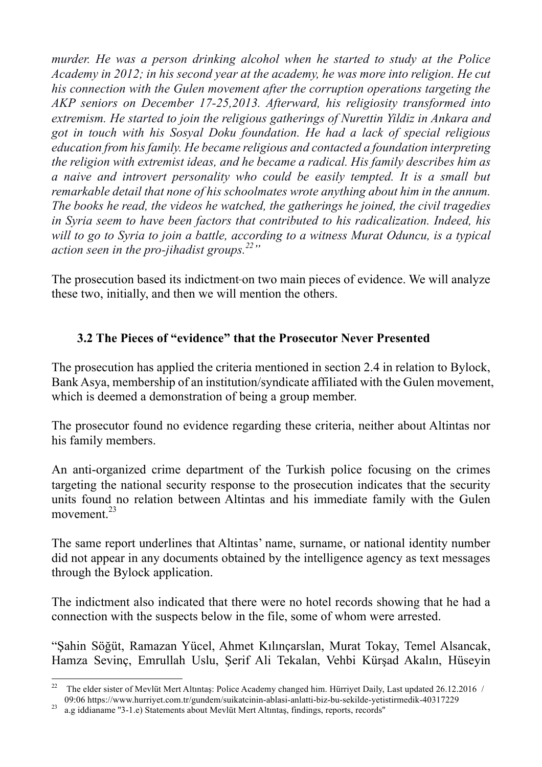*murder. He was a person drinking alcohol when he started to study at the Police Academy in 2012; in his second year at the academy, he was more into religion. He cut his connection with the Gulen movement after the corruption operations targeting the AKP seniors on December 17-25,2013. Afterward, his religiosity transformed into extremism. He started to join the religious gatherings of Nurettin Yildiz in Ankara and got in touch with his Sosyal Doku foundation. He had a lack of special religious education from his family. He became religious and contacted a foundation interpreting the religion with extremist ideas, and he became a radical. His family describes him as a naive and introvert personality who could be easily tempted. It is a small but remarkable detail that none of his schoolmates wrote anything about him in the annum. The books he read, the videos he watched, the gatherings he joined, the civil tragedies in Syria seem to have been factors that contributed to his radicalization. Indeed, his will to go to Syria to join a battle, according to a witness Murat Oduncu, is a typical action seen in the pro-jihadist groups.*[22]*"*

The prosecution based its indictment on two main pieces of evidence. We will analyze these two, initially, and then we will mention the others.

### 3.2 The Pieces of "evidence" that the Prosecutor Never Presented

The prosecution has applied the criteria mentioned in section 2.4 in relation to Bylock, Bank Asya, membership of an institution/syndicate affiliated with the Gulen movement, which is deemed a demonstration of being a group member.

The prosecutor found no evidence regarding these criteria, neither about Altintas nor his family members.

An anti-organized crime department of the Turkish police focusing on the crimes targeting the national security response to the prosecution indicates that the security units found no relation between Altintas and his immediate family with the Gulen movement.[23]

The same report underlines that Altintas' name, surname, or national identity number did not appear in any documents obtained by the intelligence agency as text messages through the Bylock application.

The indictment also indicated that there were no hotel records showing that he had a connection with the suspects below in the file, some of whom were arrested.

"Şahin Söğüt, Ramazan Yücel, Ahmet Kılınçarslan, Murat Tokay, Temel Alsancak, Hamza Sevinç, Emrullah Uslu, Şerif Ali Tekalan, Vehbi Kürşad Akalın, Hüseyin

---

[22] The elder sister of Mevlüt Mert Altıntaş: Police Academy changed him. Hürriyet Daily, Last updated 26.12.2016 / 09:06 https://www.hurriyet.com.tr/gundem/suikatcinin-ablasi-anlatti-biz-bu-sekilde-yetistirmedik-40317229

[23] a.g iddianame "3-1.e) Statements about Mevlüt Mert Altıntaş, findings, reports, records"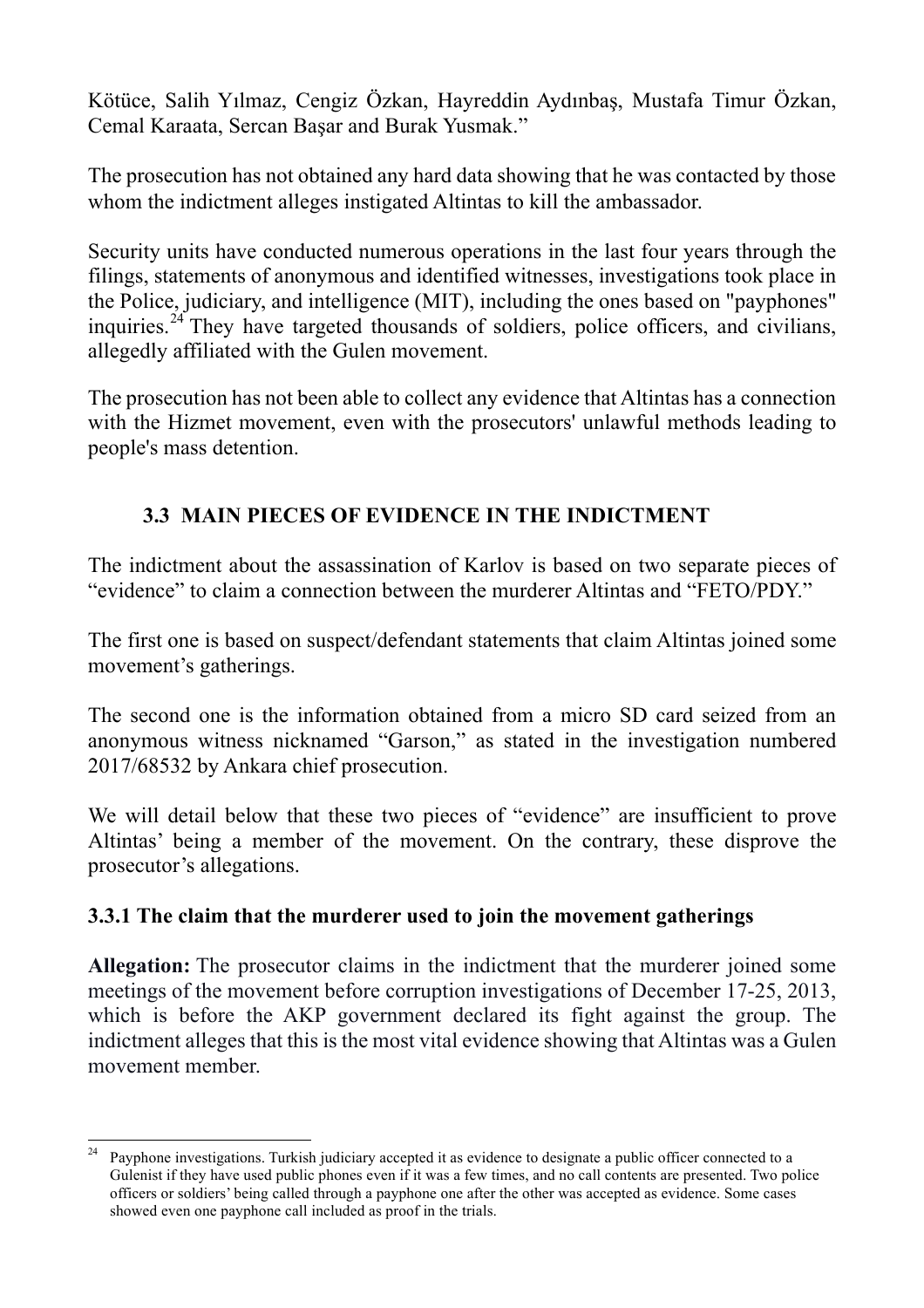Kötüce, Salih Yılmaz, Cengiz Özkan, Hayreddin Aydınbaş, Mustafa Timur Özkan, Cemal Karaata, Sercan Başar and Burak Yusmak."

The prosecution has not obtained any hard data showing that he was contacted by those whom the indictment alleges instigated Altintas to kill the ambassador.

Security units have conducted numerous operations in the last four years through the filings, statements of anonymous and identified witnesses, investigations took place in the Police, judiciary, and intelligence (MIT), including the ones based on "payphones" inquiries.[24] They have targeted thousands of soldiers, police officers, and civilians, allegedly affiliated with the Gulen movement.

The prosecution has not been able to collect any evidence that Altintas has a connection with the Hizmet movement, even with the prosecutors' unlawful methods leading to people's mass detention.

### 3.3 MAIN PIECES OF EVIDENCE IN THE INDICTMENT

The indictment about the assassination of Karlov is based on two separate pieces of "evidence" to claim a connection between the murderer Altintas and "FETO/PDY."

The first one is based on suspect/defendant statements that claim Altintas joined some movement's gatherings.

The second one is the information obtained from a micro SD card seized from an anonymous witness nicknamed "Garson," as stated in the investigation numbered 2017/68532 by Ankara chief prosecution.

We will detail below that these two pieces of "evidence" are insufficient to prove Altintas' being a member of the movement. On the contrary, these disprove the prosecutor's allegations.

#### 3.3.1 The claim that the murderer used to join the movement gatherings

**Allegation:** The prosecutor claims in the indictment that the murderer joined some meetings of the movement before corruption investigations of December 17-25, 2013, which is before the AKP government declared its fight against the group. The indictment alleges that this is the most vital evidence showing that Altintas was a Gulen movement member.

---

[24] Payphone investigations. Turkish judiciary accepted it as evidence to designate a public officer connected to a Gulenist if they have used public phones even if it was a few times, and no call contents are presented. Two police officers or soldiers' being called through a payphone one after the other was accepted as evidence. Some cases showed even one payphone call included as proof in the trials.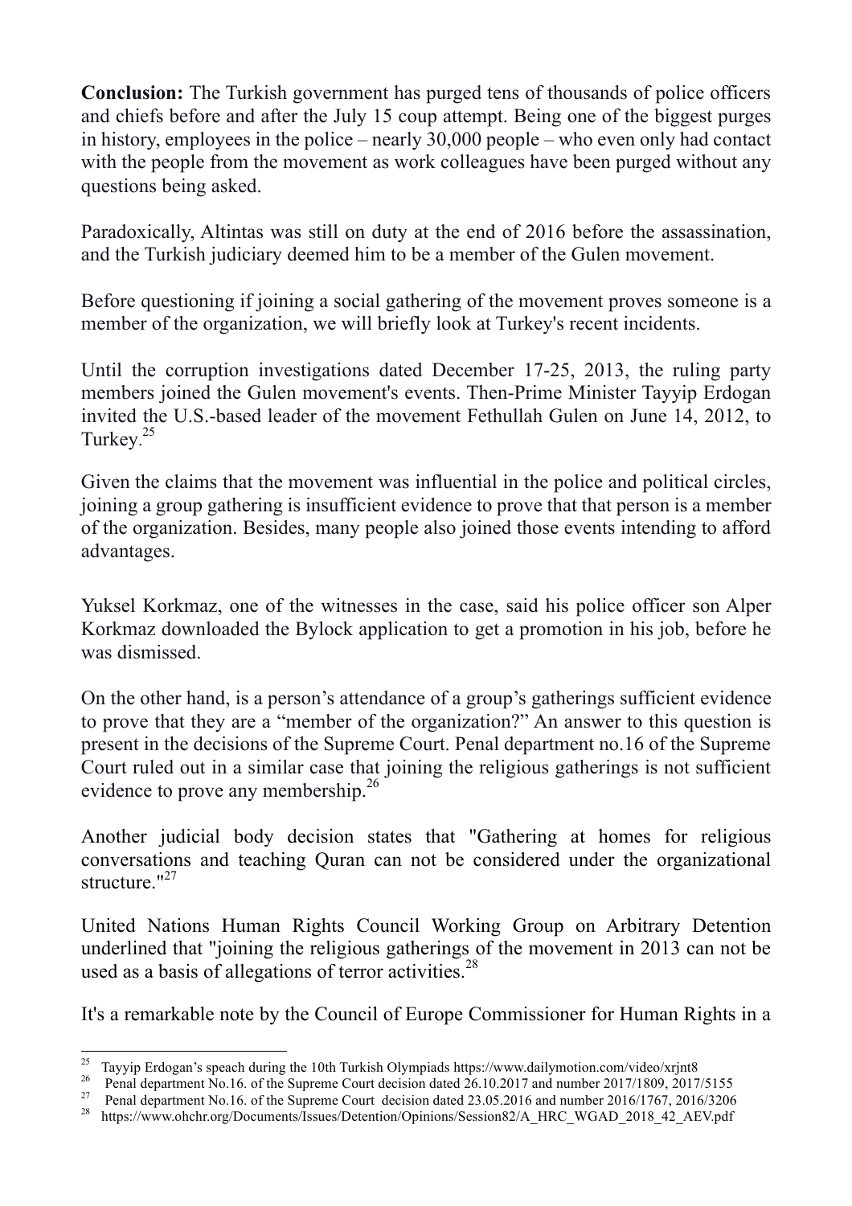**Conclusion:** The Turkish government has purged tens of thousands of police officers and chiefs before and after the July 15 coup attempt. Being one of the biggest purges in history, employees in the police – nearly 30,000 people – who even only had contact with the people from the movement as work colleagues have been purged without any questions being asked.

Paradoxically, Altintas was still on duty at the end of 2016 before the assassination, and the Turkish judiciary deemed him to be a member of the Gulen movement.

Before questioning if joining a social gathering of the movement proves someone is a member of the organization, we will briefly look at Turkey's recent incidents.

Until the corruption investigations dated December 17-25, 2013, the ruling party members joined the Gulen movement's events. Then-Prime Minister Tayyip Erdogan invited the U.S.-based leader of the movement Fethullah Gulen on June 14, 2012, to Turkey.[25]

Given the claims that the movement was influential in the police and political circles, joining a group gathering is insufficient evidence to prove that that person is a member of the organization. Besides, many people also joined those events intending to afford advantages.

Yuksel Korkmaz, one of the witnesses in the case, said his police officer son Alper Korkmaz downloaded the Bylock application to get a promotion in his job, before he was dismissed.

On the other hand, is a person's attendance of a group's gatherings sufficient evidence to prove that they are a "member of the organization?" An answer to this question is present in the decisions of the Supreme Court. Penal department no.16 of the Supreme Court ruled out in a similar case that joining the religious gatherings is not sufficient evidence to prove any membership.[26]

Another judicial body decision states that "Gathering at homes for religious conversations and teaching Quran can not be considered under the organizational structure."[27]

United Nations Human Rights Council Working Group on Arbitrary Detention underlined that "joining the religious gatherings of the movement in 2013 can not be used as a basis of allegations of terror activities.[28]

It's a remarkable note by the Council of Europe Commissioner for Human Rights in a

---

[25] Tayyip Erdogan's speach during the 10th Turkish Olympiads https://www.dailymotion.com/video/xrjnt8

[26] Penal department No.16. of the Supreme Court decision dated 26.10.2017 and number 2017/1809, 2017/5155

[27] Penal department No.16. of the Supreme Court decision dated 23.05.2016 and number 2016/1767, 2016/3206

[28] https://www.ohchr.org/Documents/Issues/Detention/Opinions/Session82/A_HRC_WGAD_2018_42_AEV.pdf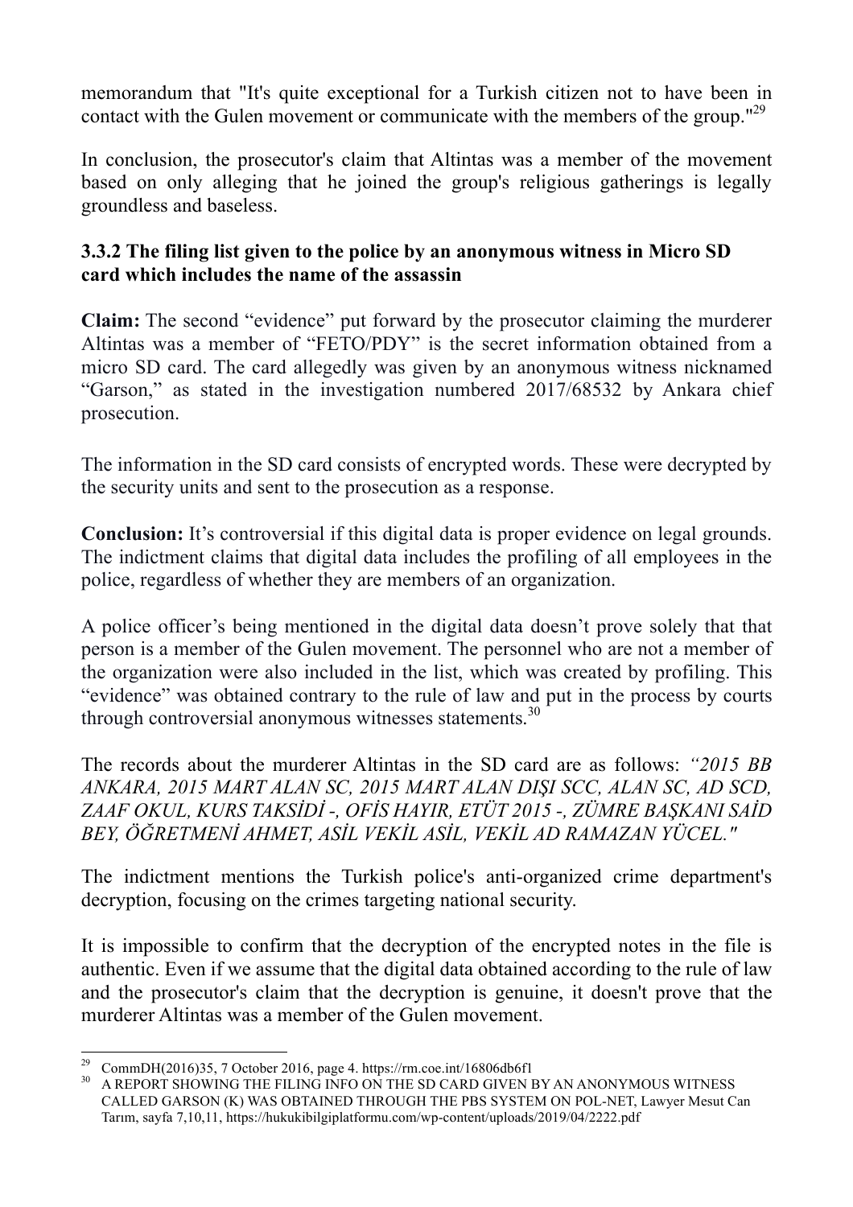memorandum that "It's quite exceptional for a Turkish citizen not to have been in contact with the Gulen movement or communicate with the members of the group."[29]

In conclusion, the prosecutor's claim that Altintas was a member of the movement based on only alleging that he joined the group's religious gatherings is legally groundless and baseless.

### 3.3.2 The filing list given to the police by an anonymous witness in Micro SD card which includes the name of the assassin

**Claim:** The second "evidence" put forward by the prosecutor claiming the murderer Altintas was a member of "FETO/PDY" is the secret information obtained from a micro SD card. The card allegedly was given by an anonymous witness nicknamed "Garson," as stated in the investigation numbered 2017/68532 by Ankara chief prosecution.

The information in the SD card consists of encrypted words. These were decrypted by the security units and sent to the prosecution as a response.

**Conclusion:** It's controversial if this digital data is proper evidence on legal grounds. The indictment claims that digital data includes the profiling of all employees in the police, regardless of whether they are members of an organization.

A police officer's being mentioned in the digital data doesn't prove solely that that person is a member of the Gulen movement. The personnel who are not a member of the organization were also included in the list, which was created by profiling. This "evidence" was obtained contrary to the rule of law and put in the process by courts through controversial anonymous witnesses statements.[30]

The records about the murderer Altintas in the SD card are as follows: *"2015 BB ANKARA, 2015 MART ALAN SC, 2015 MART ALAN DIŞI SCC, ALAN SC, AD SCD, ZAAF OKUL, KURS TAKSİDİ -, OFİS HAYIR, ETÜT 2015 -, ZÜMRE BAŞKANI SAİD BEY, ÖĞRETMENİ AHMET, ASİL VEKİL ASİL, VEKİL AD RAMAZAN YÜCEL."*

The indictment mentions the Turkish police's anti-organized crime department's decryption, focusing on the crimes targeting national security.

It is impossible to confirm that the decryption of the encrypted notes in the file is authentic. Even if we assume that the digital data obtained according to the rule of law and the prosecutor's claim that the decryption is genuine, it doesn't prove that the murderer Altintas was a member of the Gulen movement.

---

[29] CommDH(2016)35, 7 October 2016, page 4. https://rm.coe.int/16806db6f1

[30] A REPORT SHOWING THE FILING INFO ON THE SD CARD GIVEN BY AN ANONYMOUS WITNESS CALLED GARSON (K) WAS OBTAINED THROUGH THE PBS SYSTEM ON POL-NET, Lawyer Mesut Can Tarım, sayfa 7,10,11, https://hukukibilgiplatformu.com/wp-content/uploads/2019/04/2222.pdf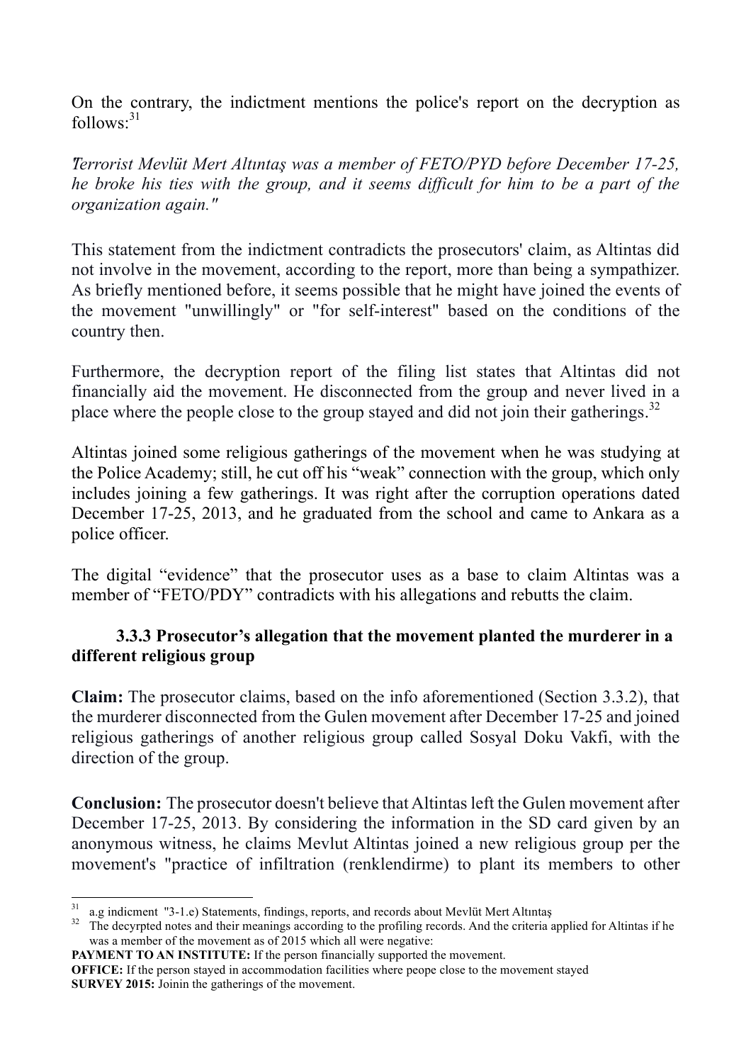On the contrary, the indictment mentions the police's report on the decryption as follows:[31]

*Terrorist Mevlüt Mert Altıntaş was a member of FETO/PYD before December 17-25, he broke his ties with the group, and it seems difficult for him to be a part of the organization again."*

This statement from the indictment contradicts the prosecutors' claim, as Altintas did not involve in the movement, according to the report, more than being a sympathizer. As briefly mentioned before, it seems possible that he might have joined the events of the movement "unwillingly" or "for self-interest" based on the conditions of the country then.

Furthermore, the decryption report of the filing list states that Altintas did not financially aid the movement. He disconnected from the group and never lived in a place where the people close to the group stayed and did not join their gatherings.[32]

Altintas joined some religious gatherings of the movement when he was studying at the Police Academy; still, he cut off his "weak" connection with the group, which only includes joining a few gatherings. It was right after the corruption operations dated December 17-25, 2013, and he graduated from the school and came to Ankara as a police officer.

The digital "evidence" that the prosecutor uses as a base to claim Altintas was a member of "FETO/PDY" contradicts with his allegations and rebutts the claim.

### 3.3.3 Prosecutor's allegation that the movement planted the murderer in a different religious group

**Claim:** The prosecutor claims, based on the info aforementioned (Section 3.3.2), that the murderer disconnected from the Gulen movement after December 17-25 and joined religious gatherings of another religious group called Sosyal Doku Vakfi, with the direction of the group.

**Conclusion:** The prosecutor doesn't believe that Altintas left the Gulen movement after December 17-25, 2013. By considering the information in the SD card given by an anonymous witness, he claims Mevlut Altintas joined a new religious group per the movement's "practice of infiltration (renklendirme) to plant its members to other

---

[31] a.g indicment "3-1.e) Statements, findings, reports, and records about Mevlüt Mert Altıntaş

[32] The decyrpted notes and their meanings according to the profiling records. And the criteria applied for Altintas if he was a member of the movement as of 2015 which all were negative:

**PAYMENT TO AN INSTITUTE:** If the person financially supported the movement.

**OFFICE:** If the person stayed in accommodation facilities where peope close to the movement stayed

**SURVEY 2015:** Joinin the gatherings of the movement.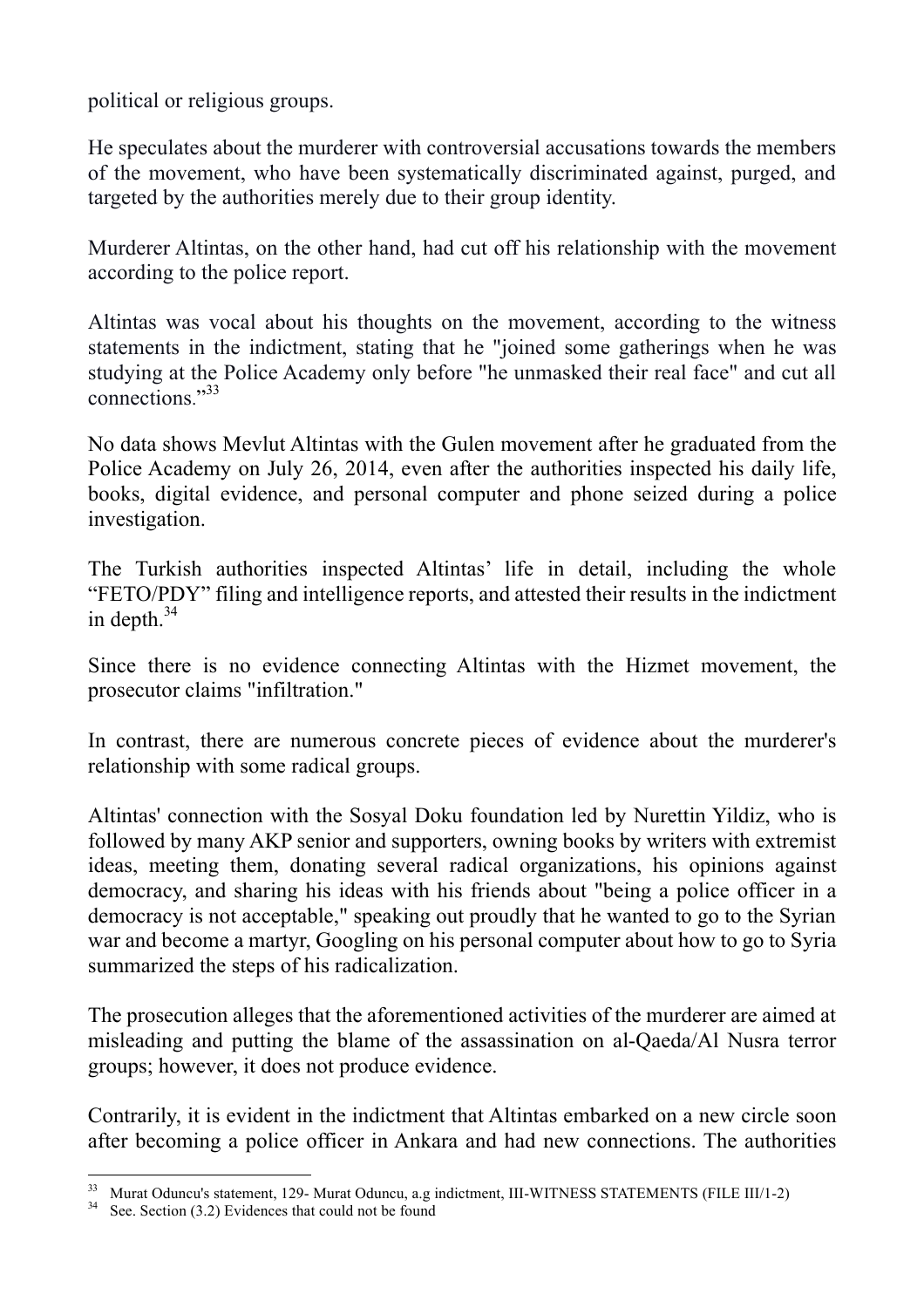political or religious groups.

He speculates about the murderer with controversial accusations towards the members of the movement, who have been systematically discriminated against, purged, and targeted by the authorities merely due to their group identity.

Murderer Altintas, on the other hand, had cut off his relationship with the movement according to the police report.

Altintas was vocal about his thoughts on the movement, according to the witness statements in the indictment, stating that he "joined some gatherings when he was studying at the Police Academy only before "he unmasked their real face" and cut all connections."[33]

No data shows Mevlut Altintas with the Gulen movement after he graduated from the Police Academy on July 26, 2014, even after the authorities inspected his daily life, books, digital evidence, and personal computer and phone seized during a police investigation.

The Turkish authorities inspected Altintas' life in detail, including the whole "FETO/PDY" filing and intelligence reports, and attested their results in the indictment in depth.[34]

Since there is no evidence connecting Altintas with the Hizmet movement, the prosecutor claims "infiltration."

In contrast, there are numerous concrete pieces of evidence about the murderer's relationship with some radical groups.

Altintas' connection with the Sosyal Doku foundation led by Nurettin Yildiz, who is followed by many AKP senior and supporters, owning books by writers with extremist ideas, meeting them, donating several radical organizations, his opinions against democracy, and sharing his ideas with his friends about "being a police officer in a democracy is not acceptable," speaking out proudly that he wanted to go to the Syrian war and become a martyr, Googling on his personal computer about how to go to Syria summarized the steps of his radicalization.

The prosecution alleges that the aforementioned activities of the murderer are aimed at misleading and putting the blame of the assassination on al-Qaeda/Al Nusra terror groups; however, it does not produce evidence.

Contrarily, it is evident in the indictment that Altintas embarked on a new circle soon after becoming a police officer in Ankara and had new connections. The authorities

---

[33] Murat Oduncu's statement, 129- Murat Oduncu, a.g indictment, III-WITNESS STATEMENTS (FILE III/1-2)

[34] See. Section (3.2) Evidences that could not be found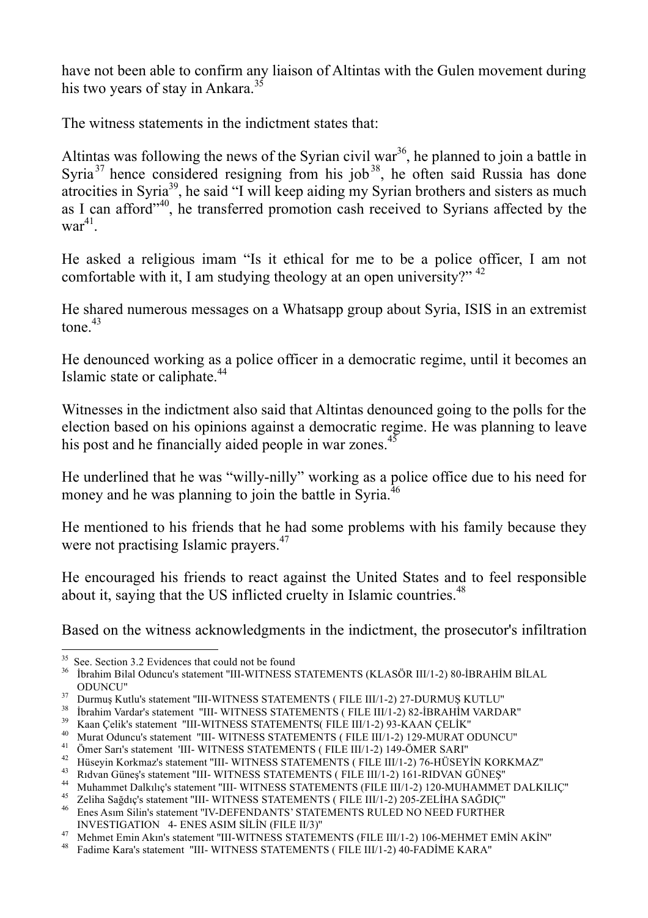have not been able to confirm any liaison of Altintas with the Gulen movement during his two years of stay in Ankara.[35]

The witness statements in the indictment states that:

Altintas was following the news of the Syrian civil war[36], he planned to join a battle in Syria[37] hence considered resigning from his job[38], he often said Russia has done atrocities in Syria[39], he said "I will keep aiding my Syrian brothers and sisters as much as I can afford"[40], he transferred promotion cash received to Syrians affected by the war[41].

He asked a religious imam "Is it ethical for me to be a police officer, I am not comfortable with it, I am studying theology at an open university?" [42]

He shared numerous messages on a Whatsapp group about Syria, ISIS in an extremist tone.[43]

He denounced working as a police officer in a democratic regime, until it becomes an Islamic state or caliphate.[44]

Witnesses in the indictment also said that Altintas denounced going to the polls for the election based on his opinions against a democratic regime. He was planning to leave his post and he financially aided people in war zones.[45]

He underlined that he was "willy-nilly" working as a police office due to his need for money and he was planning to join the battle in Syria.[46]

He mentioned to his friends that he had some problems with his family because they were not practising Islamic prayers.[47]

He encouraged his friends to react against the United States and to feel responsible about it, saying that the US inflicted cruelty in Islamic countries.[48]

Based on the witness acknowledgments in the indictment, the prosecutor's infiltration

---

[35] See. Section 3.2 Evidences that could not be found

[36] İbrahim Bilal Oduncu's statement "III-WITNESS STATEMENTS (KLASÖR III/1-2) 80-İBRAHİM BİLAL ODUNCU"

[37] Durmuş Kutlu's statement "III-WITNESS STATEMENTS ( FILE III/1-2) 27-DURMUŞ KUTLU"

[38] İbrahim Vardar's statement "III- WITNESS STATEMENTS ( FILE III/1-2) 82-İBRAHİM VARDAR"

[39] Kaan Çelik's statement "III-WITNESS STATEMENTS( FILE III/1-2) 93-KAAN ÇELİK"

[40] Murat Oduncu's statement "III- WITNESS STATEMENTS ( FILE III/1-2) 129-MURAT ODUNCU"

[41] Ömer Sarı's statement 'III- WITNESS STATEMENTS ( FILE III/1-2) 149-ÖMER SARI"

[42] Hüseyin Korkmaz's statement "III- WITNESS STATEMENTS ( FILE III/1-2) 76-HÜSEYİN KORKMAZ"

[43] Rıdvan Güneş's statement "III- WITNESS STATEMENTS ( FILE III/1-2) 161-RIDVAN GÜNEŞ"

[44] Muhammet Dalkılıç's statement "III- WITNESS STATEMENTS (FILE III/1-2) 120-MUHAMMET DALKILIÇ"

[45] Zeliha Sağdıç's statement "III- WITNESS STATEMENTS ( FILE III/1-2) 205-ZELİHA SAĞDIÇ"

[46] Enes Asım Silin's statement "IV-DEFENDANTS' STATEMENTS RULED NO NEED FURTHER INVESTIGATION 4- ENES ASIM SİLİN (FILE II/3)"

[47] Mehmet Emin Akın's statement "III-WITNESS STATEMENTS (FILE III/1-2) 106-MEHMET EMİN AKİN"

[48] Fadime Kara's statement "III- WITNESS STATEMENTS ( FILE III/1-2) 40-FADİME KARA"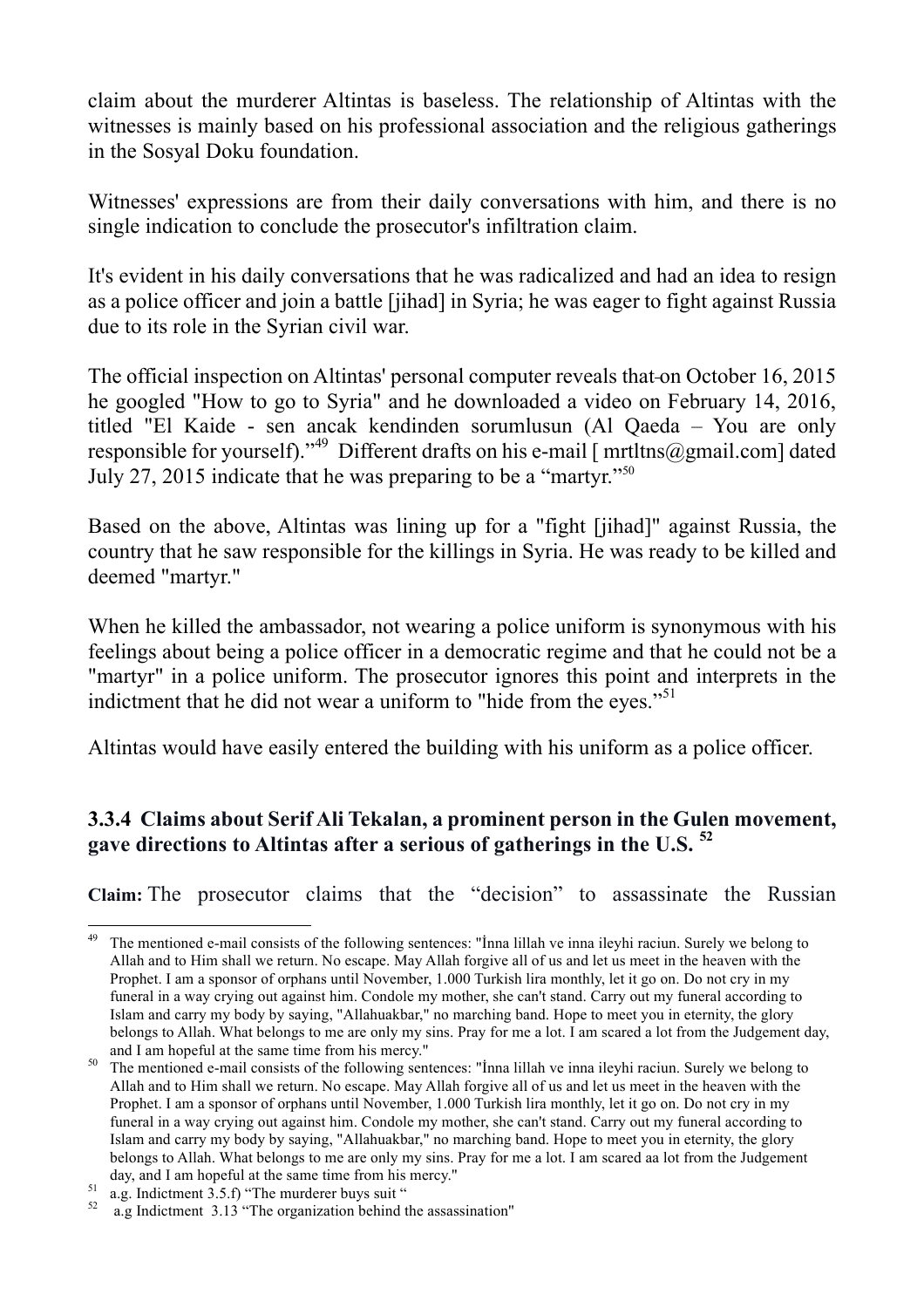claim about the murderer Altintas is baseless. The relationship of Altintas with the witnesses is mainly based on his professional association and the religious gatherings in the Sosyal Doku foundation.

Witnesses' expressions are from their daily conversations with him, and there is no single indication to conclude the prosecutor's infiltration claim.

It's evident in his daily conversations that he was radicalized and had an idea to resign as a police officer and join a battle [jihad] in Syria; he was eager to fight against Russia due to its role in the Syrian civil war.

The official inspection on Altintas' personal computer reveals that on October 16, 2015 he googled "How to go to Syria" and he downloaded a video on February 14, 2016, titled "El Kaide - sen ancak kendinden sorumlusun (Al Qaeda – You are only responsible for yourself)."[49] Different drafts on his e-mail [ mrtltns@gmail.com] dated July 27, 2015 indicate that he was preparing to be a "martyr."[50]

Based on the above, Altintas was lining up for a "fight [jihad]" against Russia, the country that he saw responsible for the killings in Syria. He was ready to be killed and deemed "martyr."

When he killed the ambassador, not wearing a police uniform is synonymous with his feelings about being a police officer in a democratic regime and that he could not be a "martyr" in a police uniform. The prosecutor ignores this point and interprets in the indictment that he did not wear a uniform to "hide from the eyes."[51]

Altintas would have easily entered the building with his uniform as a police officer.

### 3.3.4 Claims about Serif Ali Tekalan, a prominent person in the Gulen movement, gave directions to Altintas after a serious of gatherings in the U.S. [52]

**Claim:** The prosecutor claims that the "decision" to assassinate the Russian

---

[49] The mentioned e-mail consists of the following sentences: "İnna lillah ve inna ileyhi raciun. Surely we belong to Allah and to Him shall we return. No escape. May Allah forgive all of us and let us meet in the heaven with the Prophet. I am a sponsor of orphans until November, 1.000 Turkish lira monthly, let it go on. Do not cry in my funeral in a way crying out against him. Condole my mother, she can't stand. Carry out my funeral according to Islam and carry my body by saying, "Allahuakbar," no marching band. Hope to meet you in eternity, the glory belongs to Allah. What belongs to me are only my sins. Pray for me a lot. I am scared a lot from the Judgement day, and I am hopeful at the same time from his mercy."

[50] The mentioned e-mail consists of the following sentences: "İnna lillah ve inna ileyhi raciun. Surely we belong to Allah and to Him shall we return. No escape. May Allah forgive all of us and let us meet in the heaven with the Prophet. I am a sponsor of orphans until November, 1.000 Turkish lira monthly, let it go on. Do not cry in my funeral in a way crying out against him. Condole my mother, she can't stand. Carry out my funeral according to Islam and carry my body by saying, "Allahuakbar," no marching band. Hope to meet you in eternity, the glory belongs to Allah. What belongs to me are only my sins. Pray for me a lot. I am scared aa lot from the Judgement day, and I am hopeful at the same time from his mercy."

[51] a.g. Indictment 3.5.f) "The murderer buys suit "

[52] a.g Indictment 3.13 "The organization behind the assassination"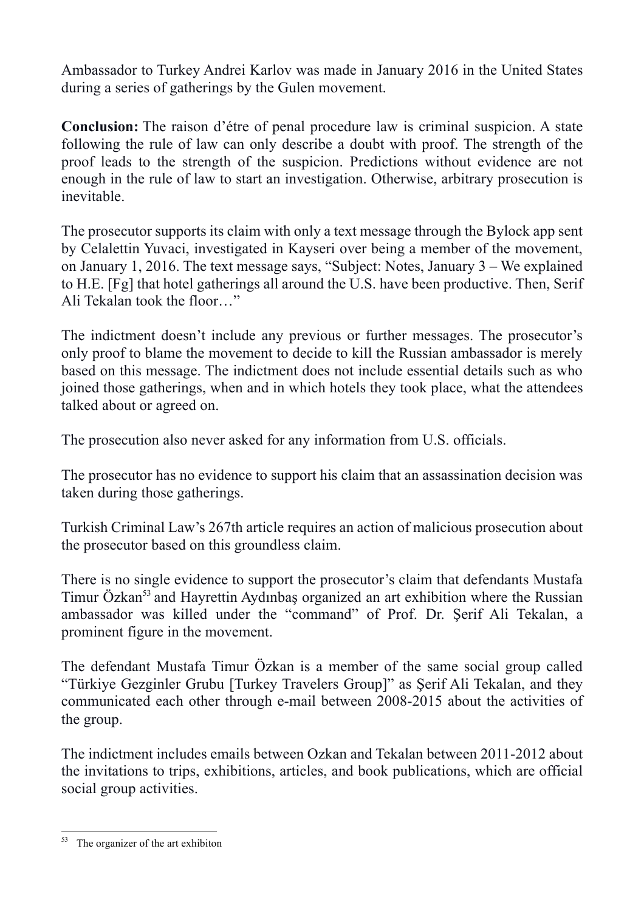Ambassador to Turkey Andrei Karlov was made in January 2016 in the United States during a series of gatherings by the Gulen movement.

**Conclusion:** The raison d'étre of penal procedure law is criminal suspicion. A state following the rule of law can only describe a doubt with proof. The strength of the proof leads to the strength of the suspicion. Predictions without evidence are not enough in the rule of law to start an investigation. Otherwise, arbitrary prosecution is inevitable.

The prosecutor supports its claim with only a text message through the Bylock app sent by Celalettin Yuvaci, investigated in Kayseri over being a member of the movement, on January 1, 2016. The text message says, "Subject: Notes, January 3 – We explained to H.E. [Fg] that hotel gatherings all around the U.S. have been productive. Then, Serif Ali Tekalan took the floor…"

The indictment doesn't include any previous or further messages. The prosecutor's only proof to blame the movement to decide to kill the Russian ambassador is merely based on this message. The indictment does not include essential details such as who joined those gatherings, when and in which hotels they took place, what the attendees talked about or agreed on.

The prosecution also never asked for any information from U.S. officials.

The prosecutor has no evidence to support his claim that an assassination decision was taken during those gatherings.

Turkish Criminal Law's 267th article requires an action of malicious prosecution about the prosecutor based on this groundless claim.

There is no single evidence to support the prosecutor's claim that defendants Mustafa Timur Özkan[53] and Hayrettin Aydınbaş organized an art exhibition where the Russian ambassador was killed under the "command" of Prof. Dr. Şerif Ali Tekalan, a prominent figure in the movement.

The defendant Mustafa Timur Özkan is a member of the same social group called "Türkiye Gezginler Grubu [Turkey Travelers Group]" as Şerif Ali Tekalan, and they communicated each other through e-mail between 2008-2015 about the activities of the group.

The indictment includes emails between Ozkan and Tekalan between 2011-2012 about the invitations to trips, exhibitions, articles, and book publications, which are official social group activities.

---

[53] The organizer of the art exhibiton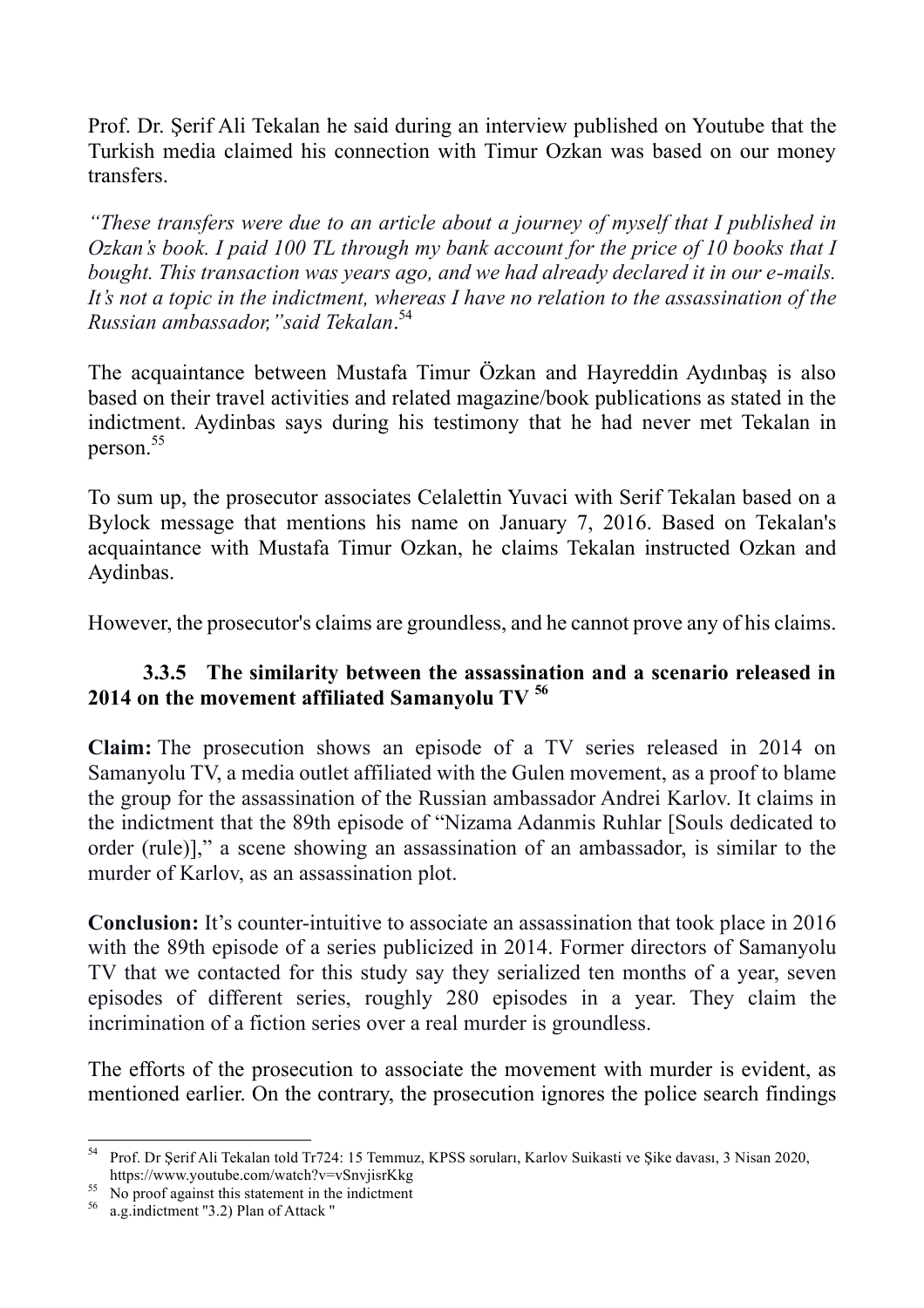Prof. Dr. Şerif Ali Tekalan he said during an interview published on Youtube that the Turkish media claimed his connection with Timur Ozkan was based on our money transfers.

*"These transfers were due to an article about a journey of myself that I published in Ozkan's book. I paid 100 TL through my bank account for the price of 10 books that I bought. This transaction was years ago, and we had already declared it in our e-mails. It's not a topic in the indictment, whereas I have no relation to the assassination of the Russian ambassador," said Tekalan*.[54]

The acquaintance between Mustafa Timur Özkan and Hayreddin Aydınbaş is also based on their travel activities and related magazine/book publications as stated in the indictment. Aydinbas says during his testimony that he had never met Tekalan in person.[55]

To sum up, the prosecutor associates Celalettin Yuvaci with Serif Tekalan based on a Bylock message that mentions his name on January 7, 2016. Based on Tekalan's acquaintance with Mustafa Timur Ozkan, he claims Tekalan instructed Ozkan and Aydinbas.

However, the prosecutor's claims are groundless, and he cannot prove any of his claims.

#### 3.3.5 The similarity between the assassination and a scenario released in 2014 on the movement affiliated Samanyolu TV [56]

**Claim:** The prosecution shows an episode of a TV series released in 2014 on Samanyolu TV, a media outlet affiliated with the Gulen movement, as a proof to blame the group for the assassination of the Russian ambassador Andrei Karlov. It claims in the indictment that the 89th episode of "Nizama Adanmis Ruhlar [Souls dedicated to order (rule)]," a scene showing an assassination of an ambassador, is similar to the murder of Karlov, as an assassination plot.

**Conclusion:** It's counter-intuitive to associate an assassination that took place in 2016 with the 89th episode of a series publicized in 2014. Former directors of Samanyolu TV that we contacted for this study say they serialized ten months of a year, seven episodes of different series, roughly 280 episodes in a year. They claim the incrimination of a fiction series over a real murder is groundless.

The efforts of the prosecution to associate the movement with murder is evident, as mentioned earlier. On the contrary, the prosecution ignores the police search findings

---

[54] Prof. Dr Şerif Ali Tekalan told Tr724: 15 Temmuz, KPSS soruları, Karlov Suikasti ve Şike davası, 3 Nisan 2020, https://www.youtube.com/watch?v=vSnvjisrKkg

[55] No proof against this statement in the indictment

[56] a.g.indictment "3.2) Plan of Attack "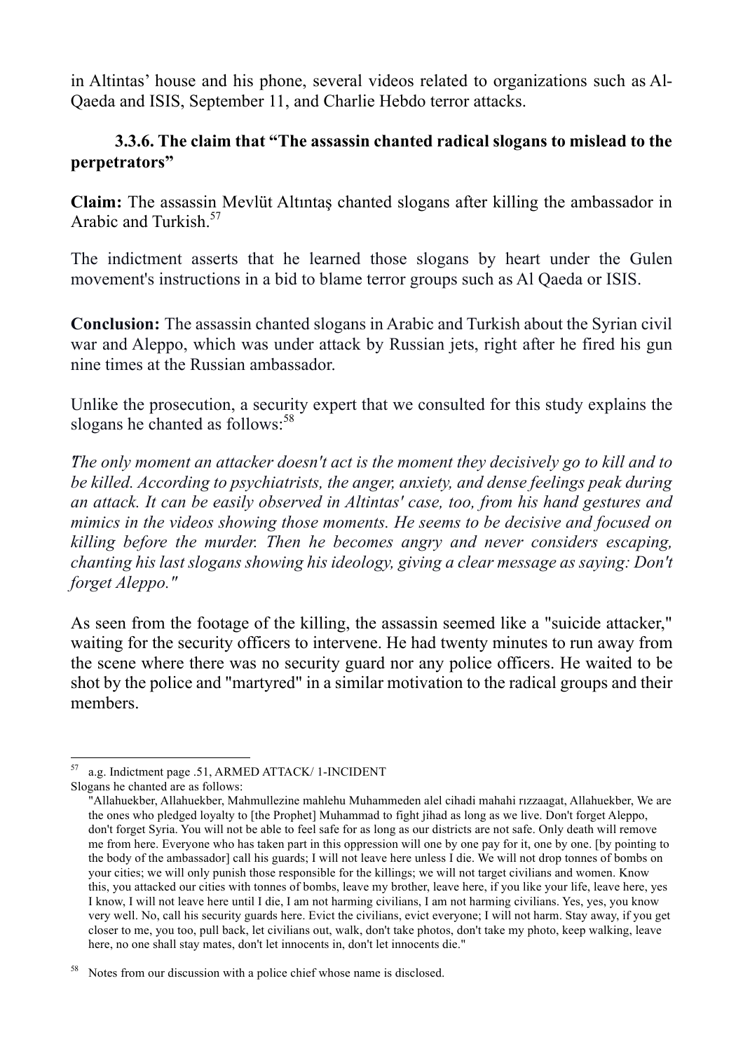in Altintas' house and his phone, several videos related to organizations such as Al-Qaeda and ISIS, September 11, and Charlie Hebdo terror attacks.

### 3.3.6. The claim that "The assassin chanted radical slogans to mislead to the perpetrators"

**Claim:** The assassin Mevlüt Altıntaş chanted slogans after killing the ambassador in Arabic and Turkish.[57]

The indictment asserts that he learned those slogans by heart under the Gulen movement's instructions in a bid to blame terror groups such as Al Qaeda or ISIS.

**Conclusion:** The assassin chanted slogans in Arabic and Turkish about the Syrian civil war and Aleppo, which was under attack by Russian jets, right after he fired his gun nine times at the Russian ambassador.

Unlike the prosecution, a security expert that we consulted for this study explains the slogans he chanted as follows:[58]

*"The only moment an attacker doesn't act is the moment they decisively go to kill and to be killed. According to psychiatrists, the anger, anxiety, and dense feelings peak during an attack. It can be easily observed in Altintas' case, too, from his hand gestures and mimics in the videos showing those moments. He seems to be decisive and focused on killing before the murder. Then he becomes angry and never considers escaping, chanting his last slogans showing his ideology, giving a clear message as saying: Don't forget Aleppo."*

As seen from the footage of the killing, the assassin seemed like a "suicide attacker," waiting for the security officers to intervene. He had twenty minutes to run away from the scene where there was no security guard nor any police officers. He waited to be shot by the police and "martyred" in a similar motivation to the radical groups and their members.

---

[57] a.g. Indictment page .51, ARMED ATTACK/ 1-INCIDENT
Slogans he chanted are as follows:
"Allahuekber, Allahuekber, Mahmullezine mahlehu Muhammeden alel cihadi mahahi rızzaagat, Allahuekber, We are the ones who pledged loyalty to [the Prophet] Muhammad to fight jihad as long as we live. Don't forget Aleppo, don't forget Syria. You will not be able to feel safe for as long as our districts are not safe. Only death will remove me from here. Everyone who has taken part in this oppression will one by one pay for it, one by one. [by pointing to the body of the ambassador] call his guards; I will not leave here unless I die. We will not drop tonnes of bombs on your cities; we will only punish those responsible for the killings; we will not target civilians and women. Know this, you attacked our cities with tonnes of bombs, leave my brother, leave here, if you like your life, leave here, yes I know, I will not leave here until I die, I am not harming civilians, I am not harming civilians. Yes, yes, you know very well. No, call his security guards here. Evict the civilians, evict everyone; I will not harm. Stay away, if you get closer to me, you too, pull back, let civilians out, walk, don't take photos, don't take my photo, keep walking, leave here, no one shall stay mates, don't let innocents in, don't let innocents die."

[58] Notes from our discussion with a police chief whose name is disclosed.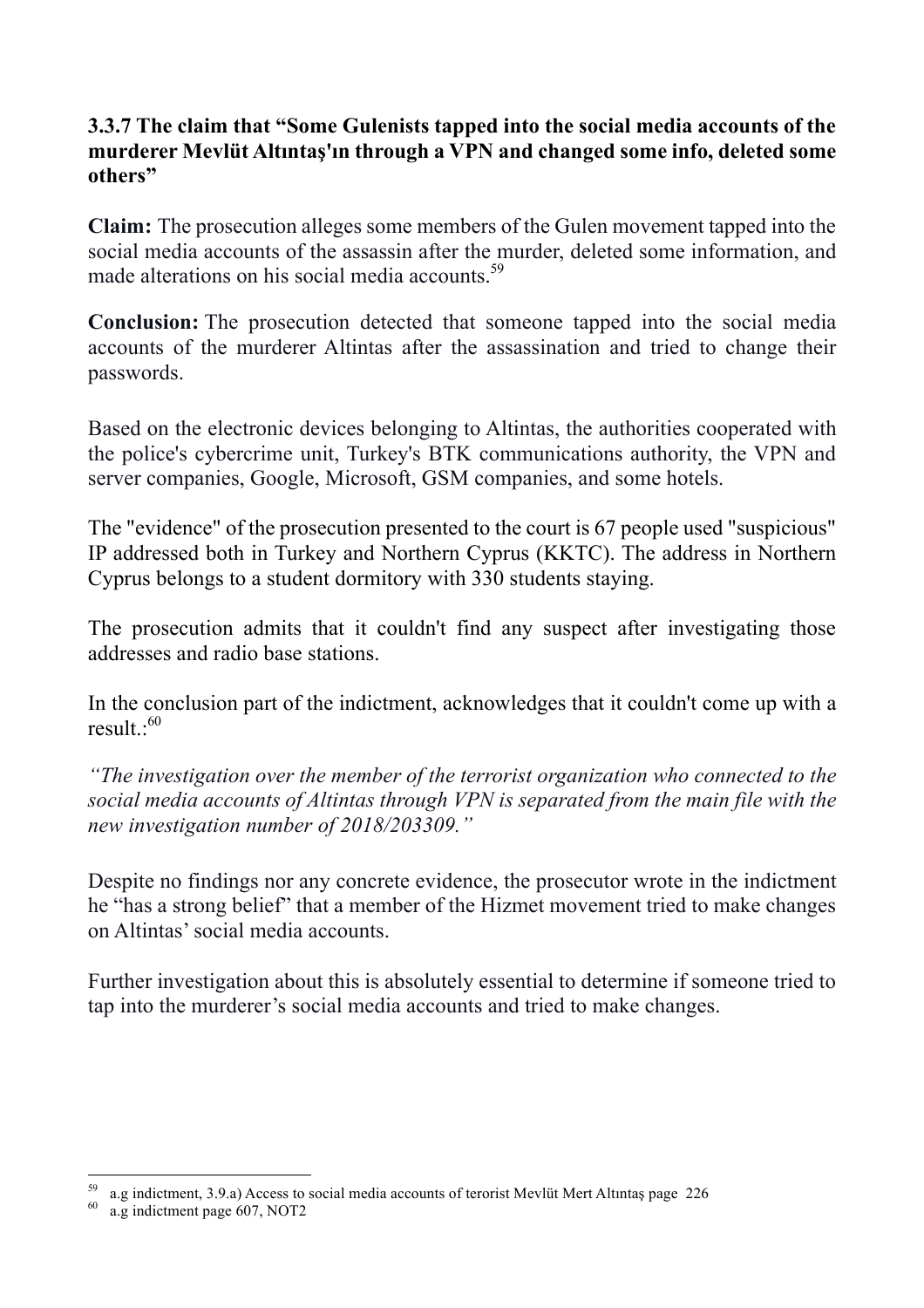### 3.3.7 The claim that "Some Gulenists tapped into the social media accounts of the murderer Mevlüt Altıntaş'ın through a VPN and changed some info, deleted some others"

**Claim:** The prosecution alleges some members of the Gulen movement tapped into the social media accounts of the assassin after the murder, deleted some information, and made alterations on his social media accounts.[59]

**Conclusion:** The prosecution detected that someone tapped into the social media accounts of the murderer Altintas after the assassination and tried to change their passwords.

Based on the electronic devices belonging to Altintas, the authorities cooperated with the police's cybercrime unit, Turkey's BTK communications authority, the VPN and server companies, Google, Microsoft, GSM companies, and some hotels.

The "evidence" of the prosecution presented to the court is 67 people used "suspicious" IP addressed both in Turkey and Northern Cyprus (KKTC). The address in Northern Cyprus belongs to a student dormitory with 330 students staying.

The prosecution admits that it couldn't find any suspect after investigating those addresses and radio base stations.

In the conclusion part of the indictment, acknowledges that it couldn't come up with a result.:[60]

*"The investigation over the member of the terrorist organization who connected to the social media accounts of Altintas through VPN is separated from the main file with the new investigation number of 2018/203309."*

Despite no findings nor any concrete evidence, the prosecutor wrote in the indictment he "has a strong belief" that a member of the Hizmet movement tried to make changes on Altintas' social media accounts.

Further investigation about this is absolutely essential to determine if someone tried to tap into the murderer's social media accounts and tried to make changes.

---

[59] a.g indictment, 3.9.a) Access to social media accounts of terorist Mevlüt Mert Altıntaş page 226

[60] a.g indictment page 607, NOT2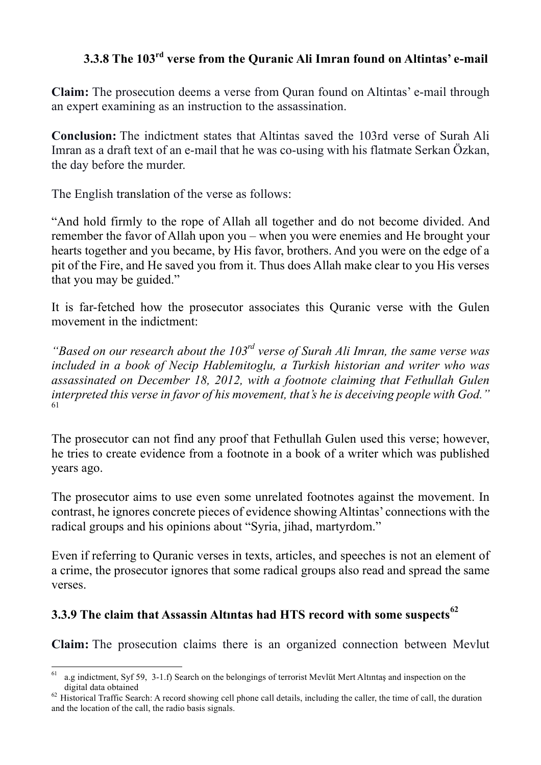### 3.3.8 The 103rd verse from the Quranic Ali Imran found on Altintas' e-mail

**Claim:** The prosecution deems a verse from Quran found on Altintas' e-mail through an expert examining as an instruction to the assassination.

**Conclusion:** The indictment states that Altintas saved the 103rd verse of Surah Ali Imran as a draft text of an e-mail that he was co-using with his flatmate Serkan Özkan, the day before the murder.

The English translation of the verse as follows:

"And hold firmly to the rope of Allah all together and do not become divided. And remember the favor of Allah upon you – when you were enemies and He brought your hearts together and you became, by His favor, brothers. And you were on the edge of a pit of the Fire, and He saved you from it. Thus does Allah make clear to you His verses that you may be guided."

It is far-fetched how the prosecutor associates this Quranic verse with the Gulen movement in the indictment:

*"Based on our research about the 103rd verse of Surah Ali Imran, the same verse was included in a book of Necip Hablemitoglu, a Turkish historian and writer who was assassinated on December 18, 2012, with a footnote claiming that Fethullah Gulen interpreted this verse in favor of his movement, that's he is deceiving people with God."* [61]

The prosecutor can not find any proof that Fethullah Gulen used this verse; however, he tries to create evidence from a footnote in a book of a writer which was published years ago.

The prosecutor aims to use even some unrelated footnotes against the movement. In contrast, he ignores concrete pieces of evidence showing Altintas' connections with the radical groups and his opinions about "Syria, jihad, martyrdom."

Even if referring to Quranic verses in texts, articles, and speeches is not an element of a crime, the prosecutor ignores that some radical groups also read and spread the same verses.

### 3.3.9 The claim that Assassin Altıntas had HTS record with some suspects[62]

**Claim:** The prosecution claims there is an organized connection between Mevlut

---

[61] a.g indictment, Syf 59, 3-1.f) Search on the belongings of terrorist Mevlüt Mert Altıntaş and inspection on the digital data obtained

[62] Historical Traffic Search: A record showing cell phone call details, including the caller, the time of call, the duration and the location of the call, the radio basis signals.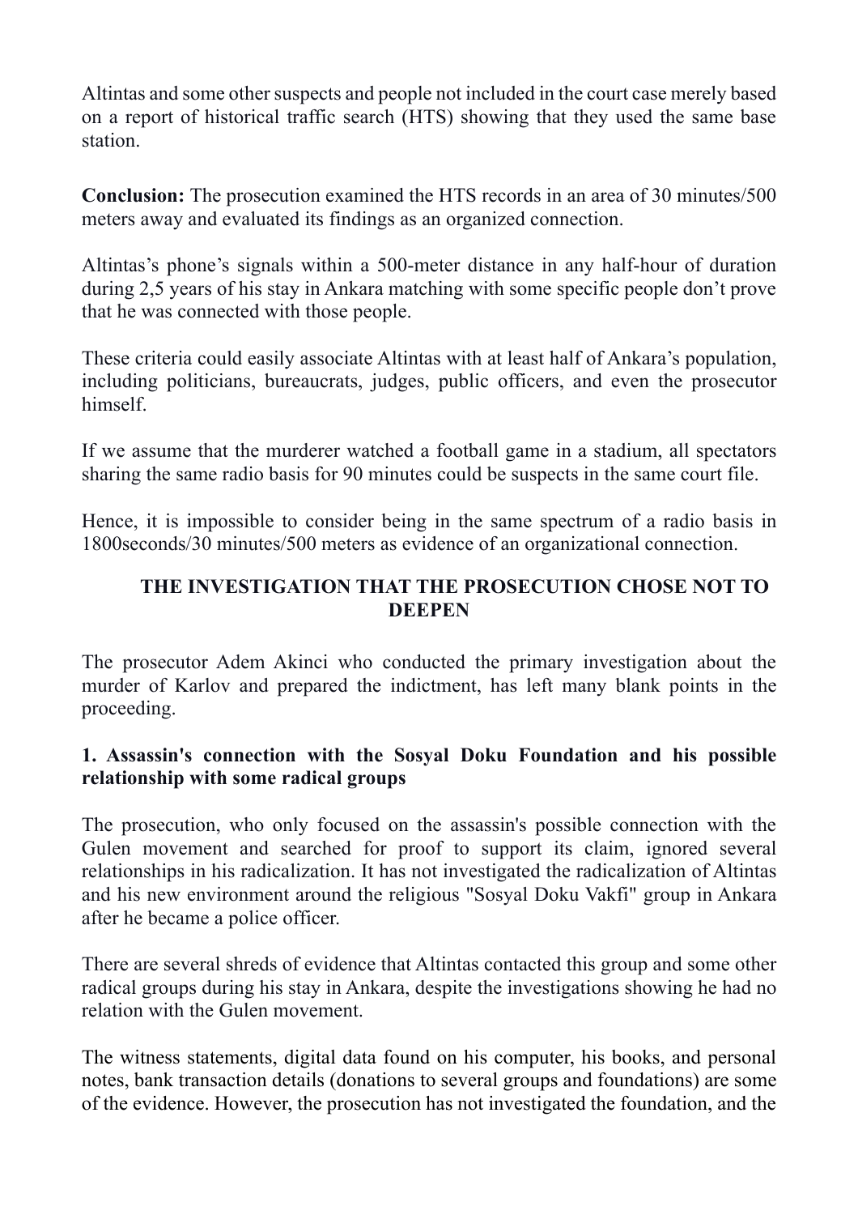Altintas and some other suspects and people not included in the court case merely based on a report of historical traffic search (HTS) showing that they used the same base station.

**Conclusion:** The prosecution examined the HTS records in an area of 30 minutes/500 meters away and evaluated its findings as an organized connection.

Altintas's phone's signals within a 500-meter distance in any half-hour of duration during 2,5 years of his stay in Ankara matching with some specific people don't prove that he was connected with those people.

These criteria could easily associate Altintas with at least half of Ankara's population, including politicians, bureaucrats, judges, public officers, and even the prosecutor himself.

If we assume that the murderer watched a football game in a stadium, all spectators sharing the same radio basis for 90 minutes could be suspects in the same court file.

Hence, it is impossible to consider being in the same spectrum of a radio basis in 1800seconds/30 minutes/500 meters as evidence of an organizational connection.

## THE INVESTIGATION THAT THE PROSECUTION CHOSE NOT TO DEEPEN

The prosecutor Adem Akinci who conducted the primary investigation about the murder of Karlov and prepared the indictment, has left many blank points in the proceeding.

### 1. Assassin's connection with the Sosyal Doku Foundation and his possible relationship with some radical groups

The prosecution, who only focused on the assassin's possible connection with the Gulen movement and searched for proof to support its claim, ignored several relationships in his radicalization. It has not investigated the radicalization of Altintas and his new environment around the religious "Sosyal Doku Vakfi" group in Ankara after he became a police officer.

There are several shreds of evidence that Altintas contacted this group and some other radical groups during his stay in Ankara, despite the investigations showing he had no relation with the Gulen movement.

The witness statements, digital data found on his computer, his books, and personal notes, bank transaction details (donations to several groups and foundations) are some of the evidence. However, the prosecution has not investigated the foundation, and the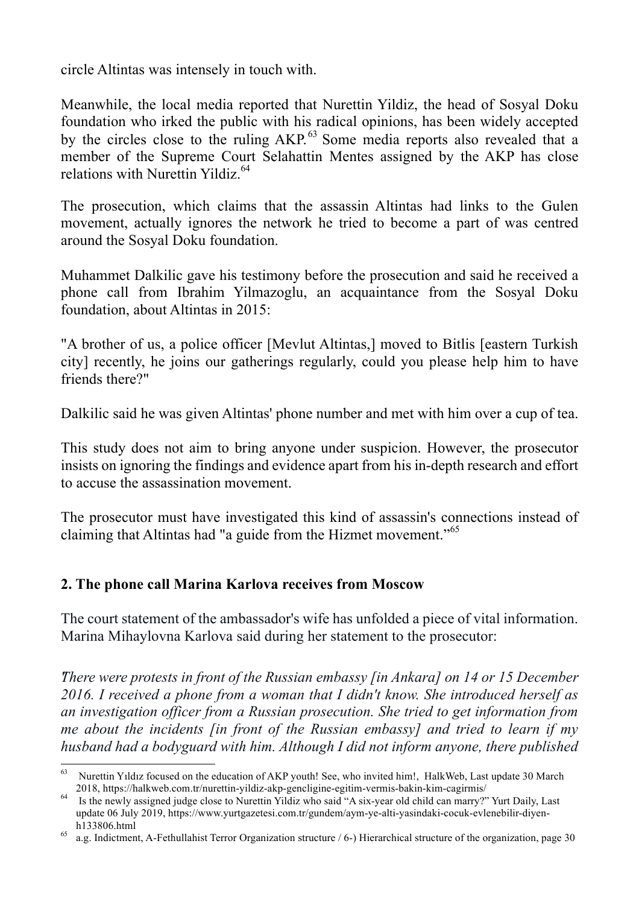circle Altintas was intensely in touch with.

Meanwhile, the local media reported that Nurettin Yildiz, the head of Sosyal Doku foundation who irked the public with his radical opinions, has been widely accepted by the circles close to the ruling AKP.[63] Some media reports also revealed that a member of the Supreme Court Selahattin Mentes assigned by the AKP has close relations with Nurettin Yildiz.[64]

The prosecution, which claims that the assassin Altintas had links to the Gulen movement, actually ignores the network he tried to become a part of was centred around the Sosyal Doku foundation.

Muhammet Dalkilic gave his testimony before the prosecution and said he received a phone call from Ibrahim Yilmazoglu, an acquaintance from the Sosyal Doku foundation, about Altintas in 2015:

"A brother of us, a police officer [Mevlut Altintas,] moved to Bitlis [eastern Turkish city] recently, he joins our gatherings regularly, could you please help him to have friends there?"

Dalkilic said he was given Altintas' phone number and met with him over a cup of tea.

This study does not aim to bring anyone under suspicion. However, the prosecutor insists on ignoring the findings and evidence apart from his in-depth research and effort to accuse the assassination movement.

The prosecutor must have investigated this kind of assassin's connections instead of claiming that Altintas had "a guide from the Hizmet movement."[65]

## 2. The phone call Marina Karlova receives from Moscow

The court statement of the ambassador's wife has unfolded a piece of vital information. Marina Mihaylovna Karlova said during her statement to the prosecutor:

*"There were protests in front of the Russian embassy [in Ankara] on 14 or 15 December 2016. I received a phone from a woman that I didn't know. She introduced herself as an investigation officer from a Russian prosecution. She tried to get information from me about the incidents [in front of the Russian embassy] and tried to learn if my husband had a bodyguard with him. Although I did not inform anyone, there published*

---

[63] Nurettin Yıldız focused on the education of AKP youth! See, who invited him!, HalkWeb, Last update 30 March 2018, https://halkweb.com.tr/nurettin-yildiz-akp-gencligine-egitim-vermis-bakin-kim-cagirmis/

[64] Is the newly assigned judge close to Nurettin Yildiz who said "A six-year old child can marry?" Yurt Daily, Last update 06 July 2019, https://www.yurtgazetesi.com.tr/gundem/aym-ye-alti-yasindaki-cocuk-evlenebilir-diyen-h133806.html

[65] a.g. Indictment, A-Fethullahist Terror Organization structure / 6-) Hierarchical structure of the organization, page 30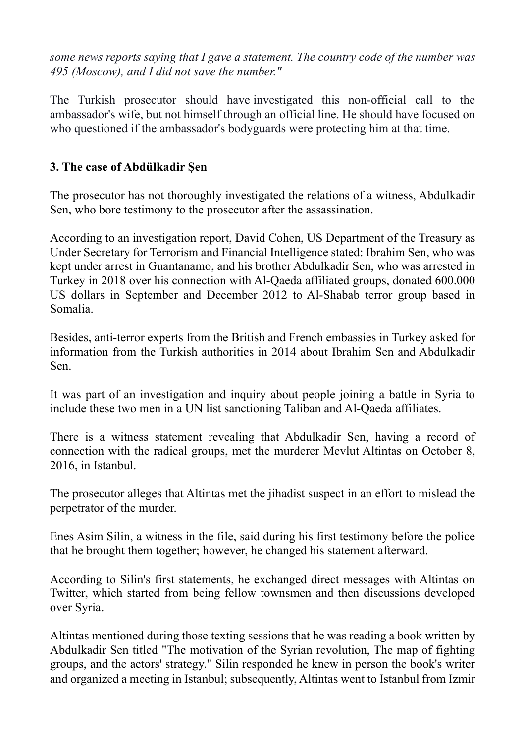*some news reports saying that I gave a statement. The country code of the number was 495 (Moscow), and I did not save the number."*

The Turkish prosecutor should have investigated this non-official call to the ambassador's wife, but not himself through an official line. He should have focused on who questioned if the ambassador's bodyguards were protecting him at that time.

### 3. The case of Abdülkadir Şen

The prosecutor has not thoroughly investigated the relations of a witness, Abdulkadir Sen, who bore testimony to the prosecutor after the assassination.

According to an investigation report, David Cohen, US Department of the Treasury as Under Secretary for Terrorism and Financial Intelligence stated: Ibrahim Sen, who was kept under arrest in Guantanamo, and his brother Abdulkadir Sen, who was arrested in Turkey in 2018 over his connection with Al-Qaeda affiliated groups, donated 600.000 US dollars in September and December 2012 to Al-Shabab terror group based in Somalia.

Besides, anti-terror experts from the British and French embassies in Turkey asked for information from the Turkish authorities in 2014 about Ibrahim Sen and Abdulkadir Sen.

It was part of an investigation and inquiry about people joining a battle in Syria to include these two men in a UN list sanctioning Taliban and Al-Qaeda affiliates.

There is a witness statement revealing that Abdulkadir Sen, having a record of connection with the radical groups, met the murderer Mevlut Altintas on October 8, 2016, in Istanbul.

The prosecutor alleges that Altintas met the jihadist suspect in an effort to mislead the perpetrator of the murder.

Enes Asim Silin, a witness in the file, said during his first testimony before the police that he brought them together; however, he changed his statement afterward.

According to Silin's first statements, he exchanged direct messages with Altintas on Twitter, which started from being fellow townsmen and then discussions developed over Syria.

Altintas mentioned during those texting sessions that he was reading a book written by Abdulkadir Sen titled "The motivation of the Syrian revolution, The map of fighting groups, and the actors' strategy." Silin responded he knew in person the book's writer and organized a meeting in Istanbul; subsequently, Altintas went to Istanbul from Izmir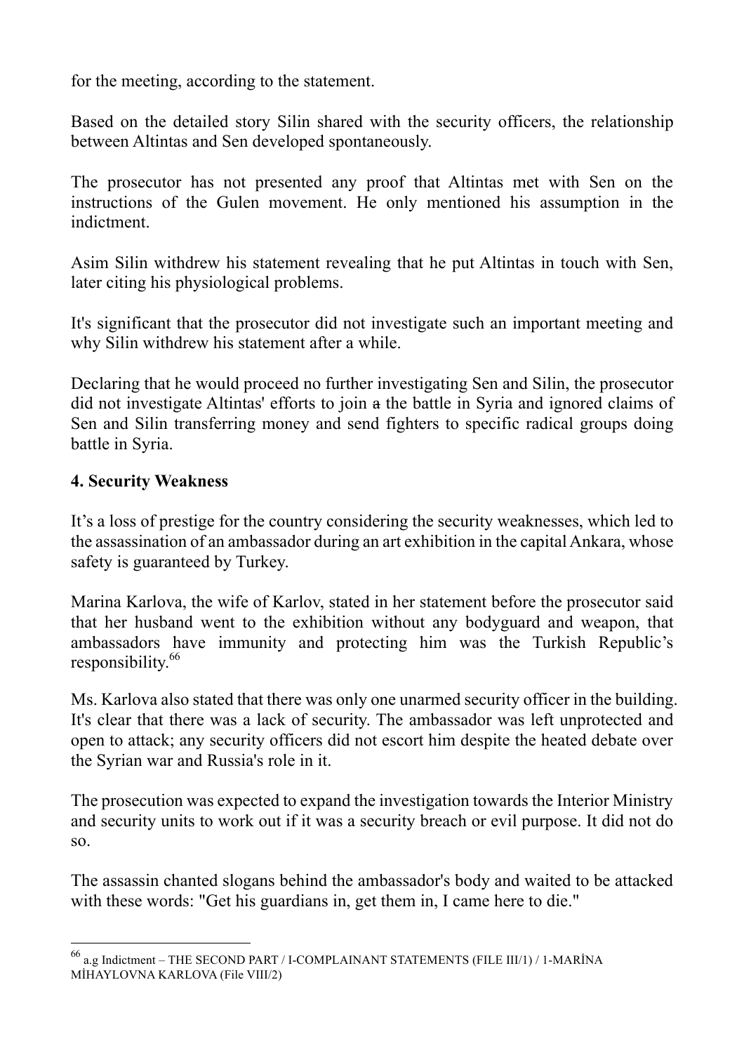for the meeting, according to the statement.

Based on the detailed story Silin shared with the security officers, the relationship between Altintas and Sen developed spontaneously.

The prosecutor has not presented any proof that Altintas met with Sen on the instructions of the Gulen movement. He only mentioned his assumption in the indictment.

Asim Silin withdrew his statement revealing that he put Altintas in touch with Sen, later citing his physiological problems.

It's significant that the prosecutor did not investigate such an important meeting and why Silin withdrew his statement after a while.

Declaring that he would proceed no further investigating Sen and Silin, the prosecutor did not investigate Altintas' efforts to join ~~a~~ the battle in Syria and ignored claims of Sen and Silin transferring money and send fighters to specific radical groups doing battle in Syria.

**4. Security Weakness**

It's a loss of prestige for the country considering the security weaknesses, which led to the assassination of an ambassador during an art exhibition in the capital Ankara, whose safety is guaranteed by Turkey.

Marina Karlova, the wife of Karlov, stated in her statement before the prosecutor said that her husband went to the exhibition without any bodyguard and weapon, that ambassadors have immunity and protecting him was the Turkish Republic's responsibility.[66]

Ms. Karlova also stated that there was only one unarmed security officer in the building. It's clear that there was a lack of security. The ambassador was left unprotected and open to attack; any security officers did not escort him despite the heated debate over the Syrian war and Russia's role in it.

The prosecution was expected to expand the investigation towards the Interior Ministry and security units to work out if it was a security breach or evil purpose. It did not do so.

The assassin chanted slogans behind the ambassador's body and waited to be attacked with these words: "Get his guardians in, get them in, I came here to die."

---

[66] a.g Indictment – THE SECOND PART / I-COMPLAINANT STATEMENTS (FILE III/1) / 1-MARİNA MİHAYLOVNA KARLOVA (File VIII/2)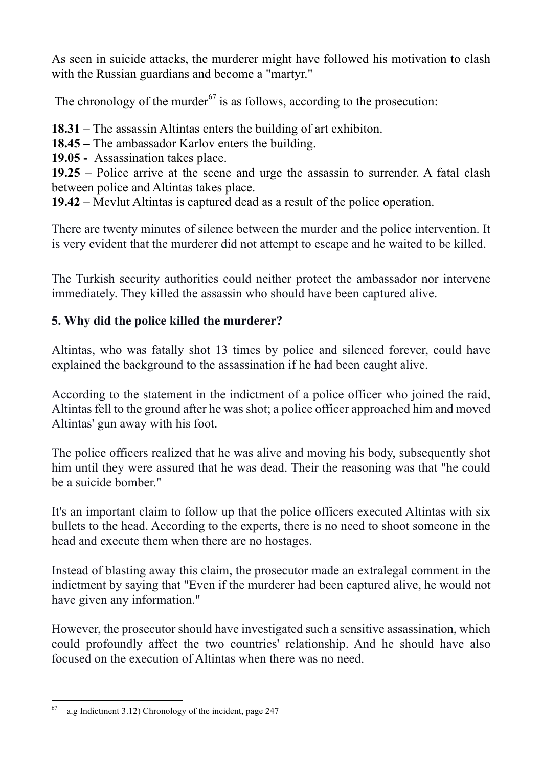As seen in suicide attacks, the murderer might have followed his motivation to clash with the Russian guardians and become a "martyr."

The chronology of the murder[67] is as follows, according to the prosecution:

**18.31 –** The assassin Altintas enters the building of art exhibiton.
**18.45 –** The ambassador Karlov enters the building.
**19.05 -** Assassination takes place.
**19.25 –** Police arrive at the scene and urge the assassin to surrender. A fatal clash between police and Altintas takes place.
**19.42 –** Mevlut Altintas is captured dead as a result of the police operation.

There are twenty minutes of silence between the murder and the police intervention. It is very evident that the murderer did not attempt to escape and he waited to be killed.

The Turkish security authorities could neither protect the ambassador nor intervene immediately. They killed the assassin who should have been captured alive.

## 5. Why did the police killed the murderer?

Altintas, who was fatally shot 13 times by police and silenced forever, could have explained the background to the assassination if he had been caught alive.

According to the statement in the indictment of a police officer who joined the raid, Altintas fell to the ground after he was shot; a police officer approached him and moved Altintas' gun away with his foot.

The police officers realized that he was alive and moving his body, subsequently shot him until they were assured that he was dead. Their the reasoning was that "he could be a suicide bomber."

It's an important claim to follow up that the police officers executed Altintas with six bullets to the head. According to the experts, there is no need to shoot someone in the head and execute them when there are no hostages.

Instead of blasting away this claim, the prosecutor made an extralegal comment in the indictment by saying that "Even if the murderer had been captured alive, he would not have given any information."

However, the prosecutor should have investigated such a sensitive assassination, which could profoundly affect the two countries' relationship. And he should have also focused on the execution of Altintas when there was no need.

---

[67] a.g Indictment 3.12) Chronology of the incident, page 247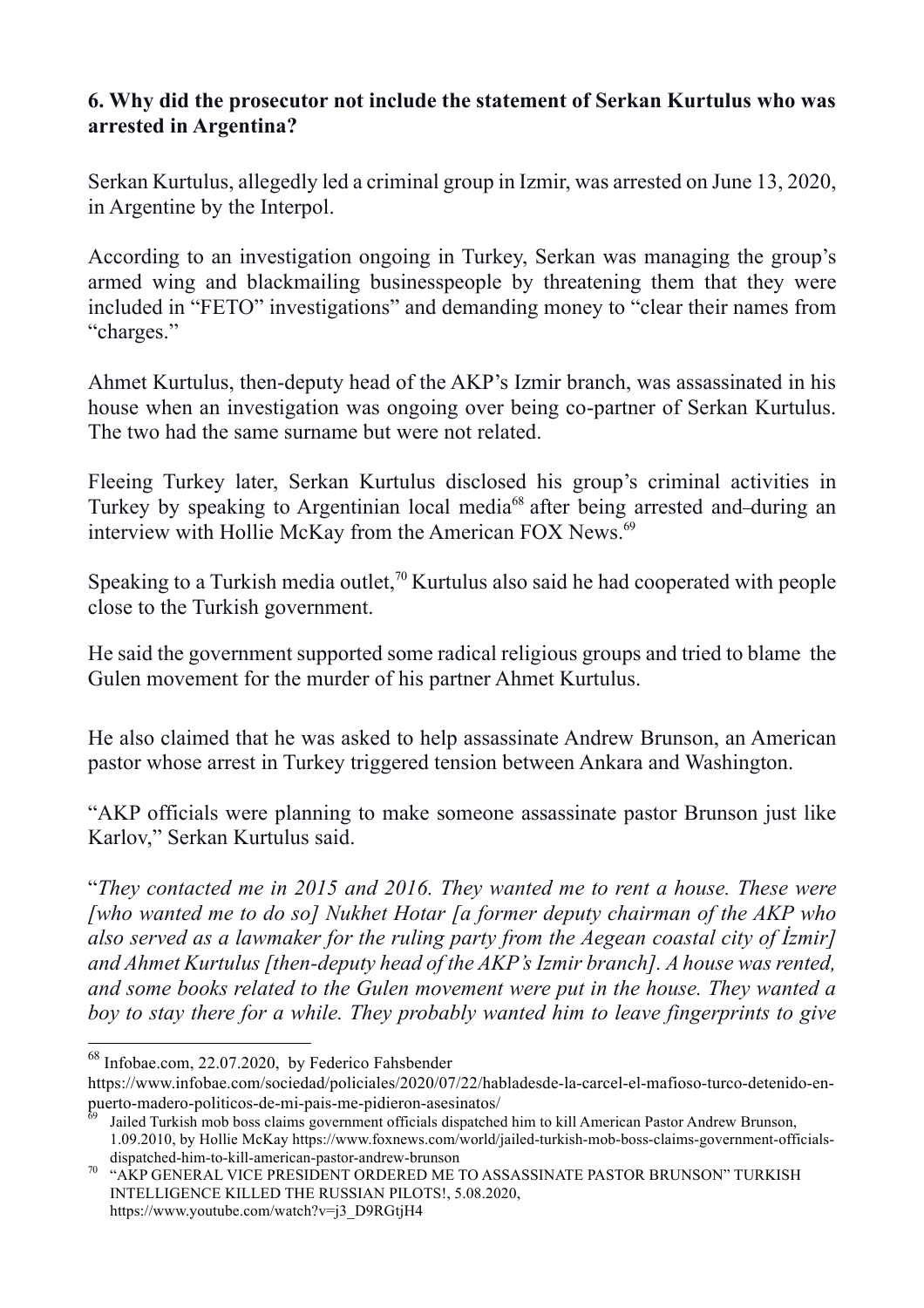**6. Why did the prosecutor not include the statement of Serkan Kurtulus who was arrested in Argentina?**

Serkan Kurtulus, allegedly led a criminal group in Izmir, was arrested on June 13, 2020, in Argentine by the Interpol.

According to an investigation ongoing in Turkey, Serkan was managing the group's armed wing and blackmailing businesspeople by threatening them that they were included in "FETO" investigations" and demanding money to "clear their names from "charges."

Ahmet Kurtulus, then-deputy head of the AKP's Izmir branch, was assassinated in his house when an investigation was ongoing over being co-partner of Serkan Kurtulus. The two had the same surname but were not related.

Fleeing Turkey later, Serkan Kurtulus disclosed his group's criminal activities in Turkey by speaking to Argentinian local media[68] after being arrested and during an interview with Hollie McKay from the American FOX News.[69]

Speaking to a Turkish media outlet,[70] Kurtulus also said he had cooperated with people close to the Turkish government.

He said the government supported some radical religious groups and tried to blame the Gulen movement for the murder of his partner Ahmet Kurtulus.

He also claimed that he was asked to help assassinate Andrew Brunson, an American pastor whose arrest in Turkey triggered tension between Ankara and Washington.

"AKP officials were planning to make someone assassinate pastor Brunson just like Karlov," Serkan Kurtulus said.

"*They contacted me in 2015 and 2016. They wanted me to rent a house. These were [who wanted me to do so] Nukhet Hotar [a former deputy chairman of the AKP who also served as a lawmaker for the ruling party from the Aegean coastal city of İzmir] and Ahmet Kurtulus [then-deputy head of the AKP's Izmir branch]. A house was rented, and some books related to the Gulen movement were put in the house. They wanted a boy to stay there for a while. They probably wanted him to leave fingerprints to give*

---

[68] Infobae.com, 22.07.2020, by Federico Fahsbender https://www.infobae.com/sociedad/policiales/2020/07/22/habladesde-la-carcel-el-mafioso-turco-detenido-en-puerto-madero-politicos-de-mi-pais-me-pidieron-asesinatos/

[69] Jailed Turkish mob boss claims government officials dispatched him to kill American Pastor Andrew Brunson, 1.09.2010, by Hollie McKay https://www.foxnews.com/world/jailed-turkish-mob-boss-claims-government-officials-dispatched-him-to-kill-american-pastor-andrew-brunson

[70] "AKP GENERAL VICE PRESIDENT ORDERED ME TO ASSASSINATE PASTOR BRUNSON" TURKISH INTELLIGENCE KILLED THE RUSSIAN PILOTS!, 5.08.2020, https://www.youtube.com/watch?v=j3_D9RGtjH4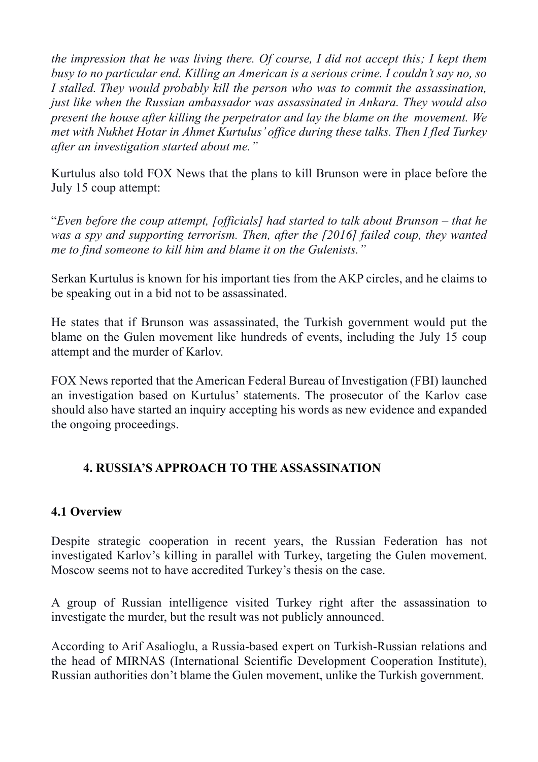*the impression that he was living there. Of course, I did not accept this; I kept them busy to no particular end. Killing an American is a serious crime. I couldn't say no, so I stalled. They would probably kill the person who was to commit the assassination, just like when the Russian ambassador was assassinated in Ankara. They would also present the house after killing the perpetrator and lay the blame on the movement. We met with Nukhet Hotar in Ahmet Kurtulus' office during these talks. Then I fled Turkey after an investigation started about me."*

Kurtulus also told FOX News that the plans to kill Brunson were in place before the July 15 coup attempt:

"*Even before the coup attempt, [officials] had started to talk about Brunson – that he was a spy and supporting terrorism. Then, after the [2016] failed coup, they wanted me to find someone to kill him and blame it on the Gulenists."*

Serkan Kurtulus is known for his important ties from the AKP circles, and he claims to be speaking out in a bid not to be assassinated.

He states that if Brunson was assassinated, the Turkish government would put the blame on the Gulen movement like hundreds of events, including the July 15 coup attempt and the murder of Karlov.

FOX News reported that the American Federal Bureau of Investigation (FBI) launched an investigation based on Kurtulus' statements. The prosecutor of the Karlov case should also have started an inquiry accepting his words as new evidence and expanded the ongoing proceedings.

## 4. RUSSIA'S APPROACH TO THE ASSASSINATION

### 4.1 Overview

Despite strategic cooperation in recent years, the Russian Federation has not investigated Karlov's killing in parallel with Turkey, targeting the Gulen movement. Moscow seems not to have accredited Turkey's thesis on the case.

A group of Russian intelligence visited Turkey right after the assassination to investigate the murder, but the result was not publicly announced.

According to Arif Asalioglu, a Russia-based expert on Turkish-Russian relations and the head of MIRNAS (International Scientific Development Cooperation Institute), Russian authorities don't blame the Gulen movement, unlike the Turkish government.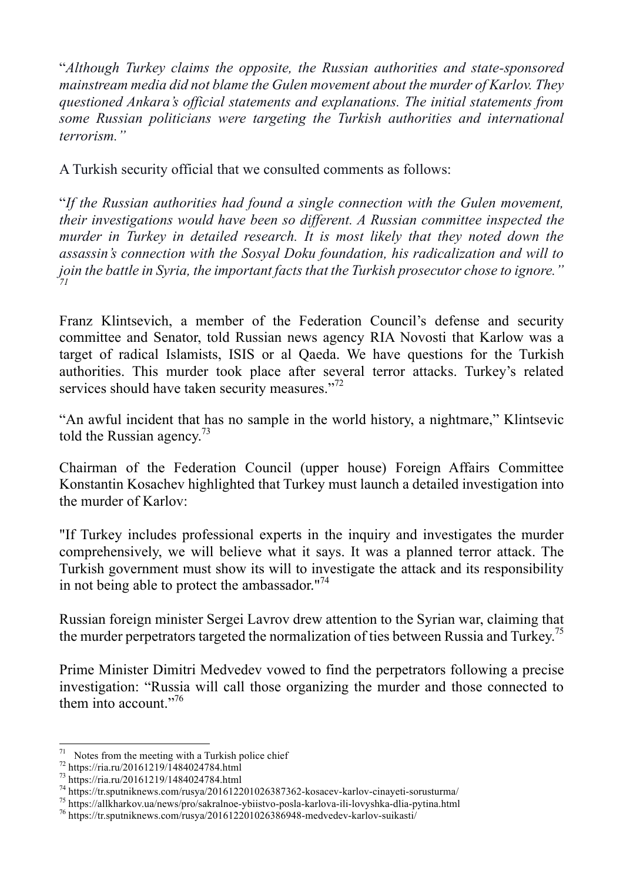“*Although Turkey claims the opposite, the Russian authorities and state-sponsored mainstream media did not blame the Gulen movement about the murder of Karlov. They questioned Ankara's official statements and explanations. The initial statements from some Russian politicians were targeting the Turkish authorities and international terrorism.”*

A Turkish security official that we consulted comments as follows:

“*If the Russian authorities had found a single connection with the Gulen movement, their investigations would have been so different. A Russian committee inspected the murder in Turkey in detailed research. It is most likely that they noted down the assassin's connection with the Sosyal Doku foundation, his radicalization and will to join the battle in Syria, the important facts that the Turkish prosecutor chose to ignore.”* [71]

Franz Klintsevich, a member of the Federation Council's defense and security committee and Senator, told Russian news agency RIA Novosti that Karlow was a target of radical Islamists, ISIS or al Qaeda. We have questions for the Turkish authorities. This murder took place after several terror attacks. Turkey's related services should have taken security measures.”[72]

“An awful incident that has no sample in the world history, a nightmare,” Klintsevic told the Russian agency.[73]

Chairman of the Federation Council (upper house) Foreign Affairs Committee Konstantin Kosachev highlighted that Turkey must launch a detailed investigation into the murder of Karlov:

"If Turkey includes professional experts in the inquiry and investigates the murder comprehensively, we will believe what it says. It was a planned terror attack. The Turkish government must show its will to investigate the attack and its responsibility in not being able to protect the ambassador."[74]

Russian foreign minister Sergei Lavrov drew attention to the Syrian war, claiming that the murder perpetrators targeted the normalization of ties between Russia and Turkey.[75]

Prime Minister Dimitri Medvedev vowed to find the perpetrators following a precise investigation: “Russia will call those organizing the murder and those connected to them into account.”[76]

---

[71] Notes from the meeting with a Turkish police chief

[72] https://ria.ru/20161219/1484024784.html

[73] https://ria.ru/20161219/1484024784.html

[74] https://tr.sputniknews.com/rusya/201612201026387362-kosacev-karlov-cinayeti-sorusturma/

[75] https://allkharkov.ua/news/pro/sakralnoe-ybiistvo-posla-karlova-ili-lovyshka-dlia-pytina.html

[76] https://tr.sputniknews.com/rusya/201612201026386948-medvedev-karlov-suikasti/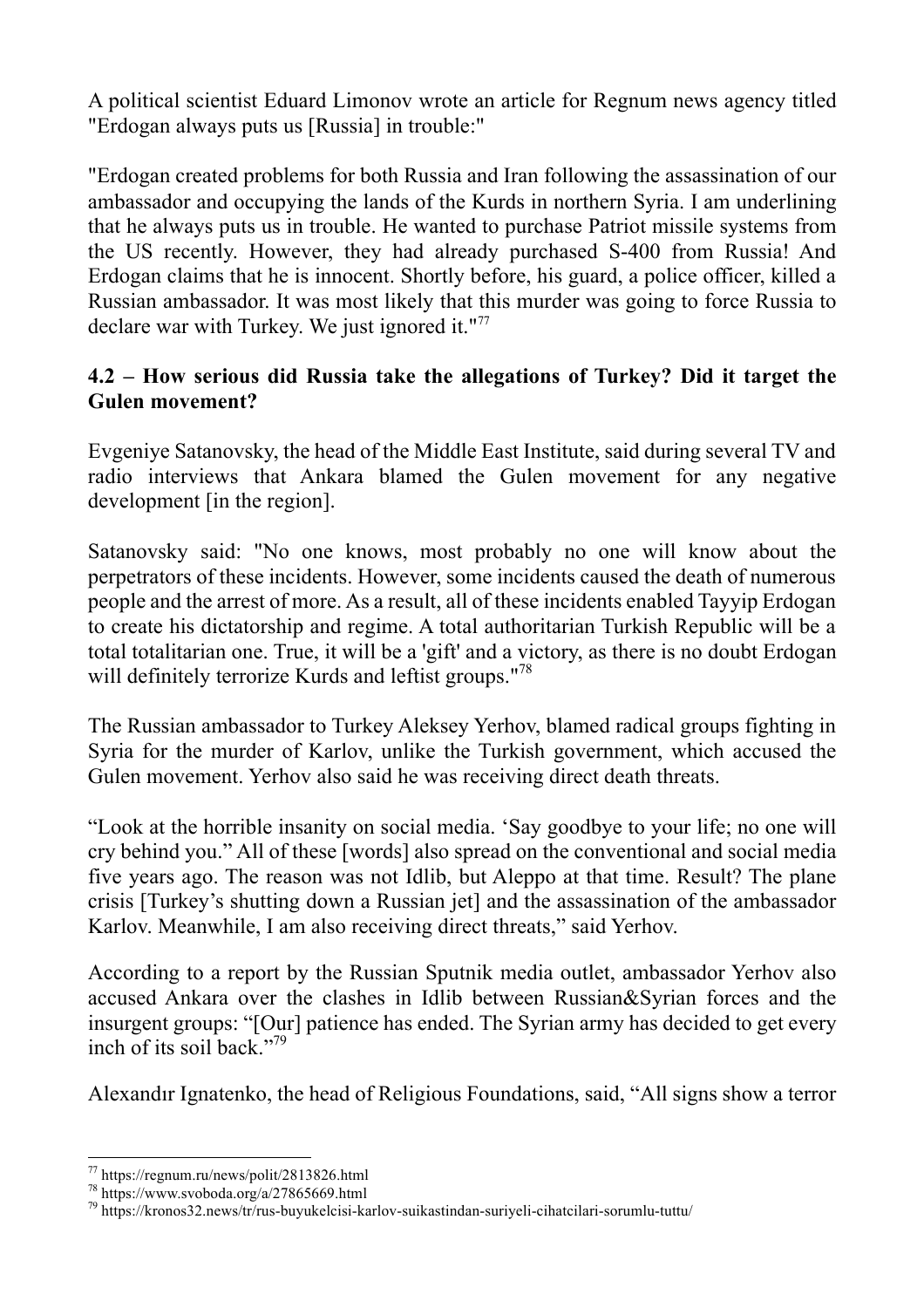A political scientist Eduard Limonov wrote an article for Regnum news agency titled "Erdogan always puts us [Russia] in trouble:"

"Erdogan created problems for both Russia and Iran following the assassination of our ambassador and occupying the lands of the Kurds in northern Syria. I am underlining that he always puts us in trouble. He wanted to purchase Patriot missile systems from the US recently. However, they had already purchased S-400 from Russia! And Erdogan claims that he is innocent. Shortly before, his guard, a police officer, killed a Russian ambassador. It was most likely that this murder was going to force Russia to declare war with Turkey. We just ignored it."[77]

**4.2 – How serious did Russia take the allegations of Turkey? Did it target the Gulen movement?**

Evgeniye Satanovsky, the head of the Middle East Institute, said during several TV and radio interviews that Ankara blamed the Gulen movement for any negative development [in the region].

Satanovsky said: "No one knows, most probably no one will know about the perpetrators of these incidents. However, some incidents caused the death of numerous people and the arrest of more. As a result, all of these incidents enabled Tayyip Erdogan to create his dictatorship and regime. A total authoritarian Turkish Republic will be a total totalitarian one. True, it will be a 'gift' and a victory, as there is no doubt Erdogan will definitely terrorize Kurds and leftist groups."[78]

The Russian ambassador to Turkey Aleksey Yerhov, blamed radical groups fighting in Syria for the murder of Karlov, unlike the Turkish government, which accused the Gulen movement. Yerhov also said he was receiving direct death threats.

"Look at the horrible insanity on social media. 'Say goodbye to your life; no one will cry behind you." All of these [words] also spread on the conventional and social media five years ago. The reason was not Idlib, but Aleppo at that time. Result? The plane crisis [Turkey's shutting down a Russian jet] and the assassination of the ambassador Karlov. Meanwhile, I am also receiving direct threats," said Yerhov.

According to a report by the Russian Sputnik media outlet, ambassador Yerhov also accused Ankara over the clashes in Idlib between Russian&Syrian forces and the insurgent groups: "[Our] patience has ended. The Syrian army has decided to get every inch of its soil back."[79]

Alexandır Ignatenko, the head of Religious Foundations, said, "All signs show a terror

[77] https://regnum.ru/news/polit/2813826.html
[78] https://www.svoboda.org/a/27865669.html
[79] https://kronos32.news/tr/rus-buyukelcisi-karlov-suikastindan-suriyeli-cihatcilari-sorumlu-tuttu/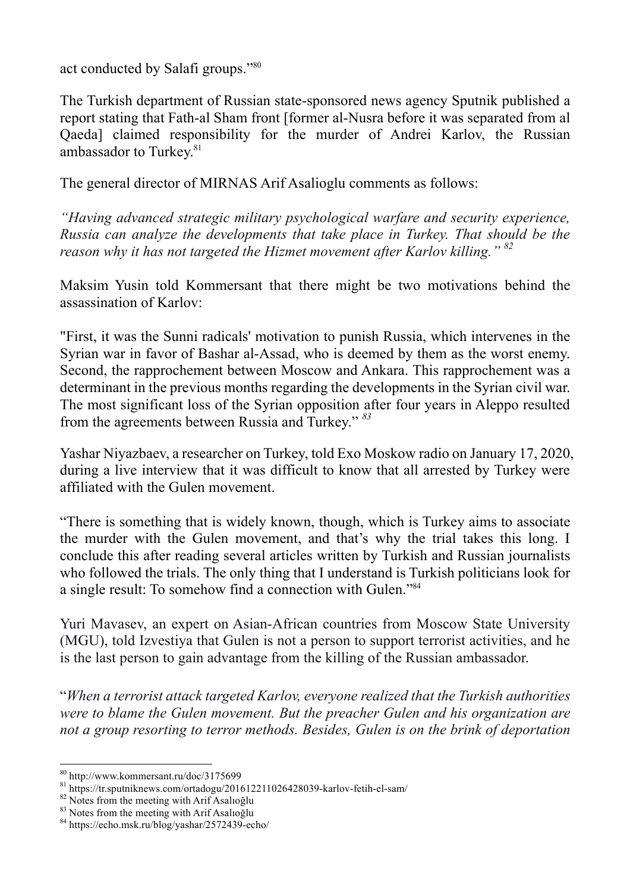act conducted by Salafi groups."[80]

The Turkish department of Russian state-sponsored news agency Sputnik published a report stating that Fath-al Sham front [former al-Nusra before it was separated from al Qaeda] claimed responsibility for the murder of Andrei Karlov, the Russian ambassador to Turkey.[81]

The general director of MIRNAS Arif Asalioglu comments as follows:

*"Having advanced strategic military psychological warfare and security experience, Russia can analyze the developments that take place in Turkey. That should be the reason why it has not targeted the Hizmet movement after Karlov killing."* [82]

Maksim Yusin told Kommersant that there might be two motivations behind the assassination of Karlov:

"First, it was the Sunni radicals' motivation to punish Russia, which intervenes in the Syrian war in favor of Bashar al-Assad, who is deemed by them as the worst enemy. Second, the rapprochement between Moscow and Ankara. This rapprochement was a determinant in the previous months regarding the developments in the Syrian civil war. The most significant loss of the Syrian opposition after four years in Aleppo resulted from the agreements between Russia and Turkey." [83]

Yashar Niyazbaev, a researcher on Turkey, told Exo Moskow radio on January 17, 2020, during a live interview that it was difficult to know that all arrested by Turkey were affiliated with the Gulen movement.

"There is something that is widely known, though, which is Turkey aims to associate the murder with the Gulen movement, and that's why the trial takes this long. I conclude this after reading several articles written by Turkish and Russian journalists who followed the trials. The only thing that I understand is Turkish politicians look for a single result: To somehow find a connection with Gulen."[84]

Yuri Mavasev, an expert on Asian-African countries from Moscow State University (MGU), told Izvestiya that Gulen is not a person to support terrorist activities, and he is the last person to gain advantage from the killing of the Russian ambassador.

"*When a terrorist attack targeted Karlov, everyone realized that the Turkish authorities were to blame the Gulen movement. But the preacher Gulen and his organization are not a group resorting to terror methods. Besides, Gulen is on the brink of deportation*

---

[80] http://www.kommersant.ru/doc/3175699

[81] https://tr.sputniknews.com/ortadogu/201612211026428039-karlov-fetih-el-sam/

[82] Notes from the meeting with Arif Asalıoğlu

[83] Notes from the meeting with Arif Asalıoğlu

[84] https://echo.msk.ru/blog/yashar/2572439-echo/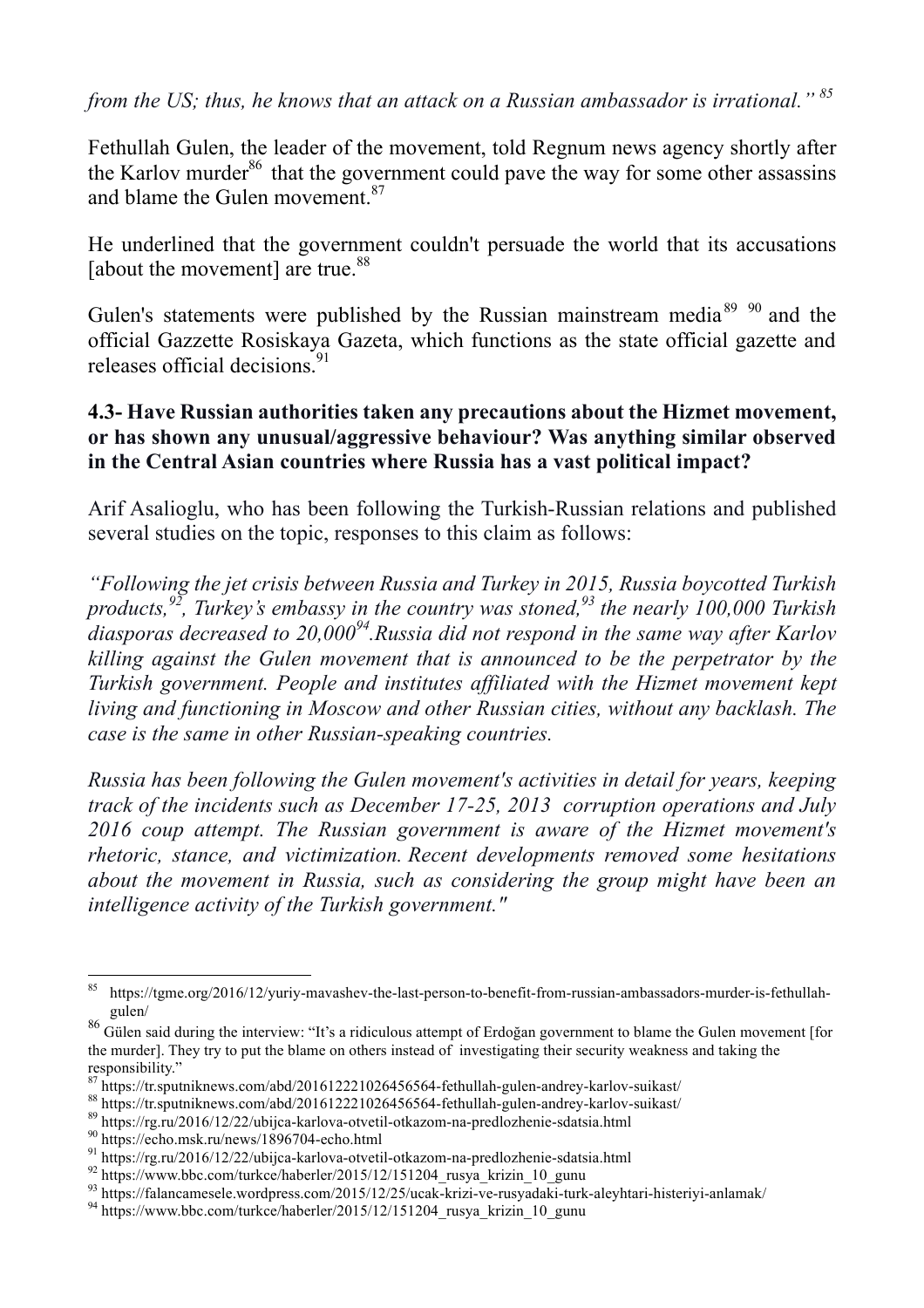*from the US; thus, he knows that an attack on a Russian ambassador is irrational."* [85]

Fethullah Gulen, the leader of the movement, told Regnum news agency shortly after the Karlov murder[86] that the government could pave the way for some other assassins and blame the Gulen movement.[87]

He underlined that the government couldn't persuade the world that its accusations [about the movement] are true.[88]

Gulen's statements were published by the Russian mainstream media[89] [90] and the official Gazzette Rosiskaya Gazeta, which functions as the state official gazette and releases official decisions.[91]

### 4.3- Have Russian authorities taken any precautions about the Hizmet movement, or has shown any unusual/aggressive behaviour? Was anything similar observed in the Central Asian countries where Russia has a vast political impact?

Arif Asalioglu, who has been following the Turkish-Russian relations and published several studies on the topic, responses to this claim as follows:

*"Following the jet crisis between Russia and Turkey in 2015, Russia boycotted Turkish products,[92], Turkey's embassy in the country was stoned,[93] the nearly 100,000 Turkish diasporas decreased to 20,000[94].Russia did not respond in the same way after Karlov killing against the Gulen movement that is announced to be the perpetrator by the Turkish government. People and institutes affiliated with the Hizmet movement kept living and functioning in Moscow and other Russian cities, without any backlash. The case is the same in other Russian-speaking countries.*

*Russia has been following the Gulen movement's activities in detail for years, keeping track of the incidents such as December 17-25, 2013 corruption operations and July 2016 coup attempt. The Russian government is aware of the Hizmet movement's rhetoric, stance, and victimization. Recent developments removed some hesitations about the movement in Russia, such as considering the group might have been an intelligence activity of the Turkish government."*

---

[85] https://tgme.org/2016/12/yuriy-mavashev-the-last-person-to-benefit-from-russian-ambassadors-murder-is-fethullah-gulen/

[86] Gülen said during the interview: "It's a ridiculous attempt of Erdoğan government to blame the Gulen movement [for the murder]. They try to put the blame on others instead of investigating their security weakness and taking the responsibility."

[87] https://tr.sputniknews.com/abd/201612221026456564-fethullah-gulen-andrey-karlov-suikast/

[88] https://tr.sputniknews.com/abd/201612221026456564-fethullah-gulen-andrey-karlov-suikast/

[89] https://rg.ru/2016/12/22/ubijca-karlova-otvetil-otkazom-na-predlozhenie-sdatsia.html

[90] https://echo.msk.ru/news/1896704-echo.html

[91] https://rg.ru/2016/12/22/ubijca-karlova-otvetil-otkazom-na-predlozhenie-sdatsia.html

[92] https://www.bbc.com/turkce/haberler/2015/12/151204_rusya_krizin_10_gunu

[93] https://falancamesele.wordpress.com/2015/12/25/ucak-krizi-ve-rusyadaki-turk-aleyhtari-histeriyi-anlamak/

[94] https://www.bbc.com/turkce/haberler/2015/12/151204_rusya_krizin_10_gunu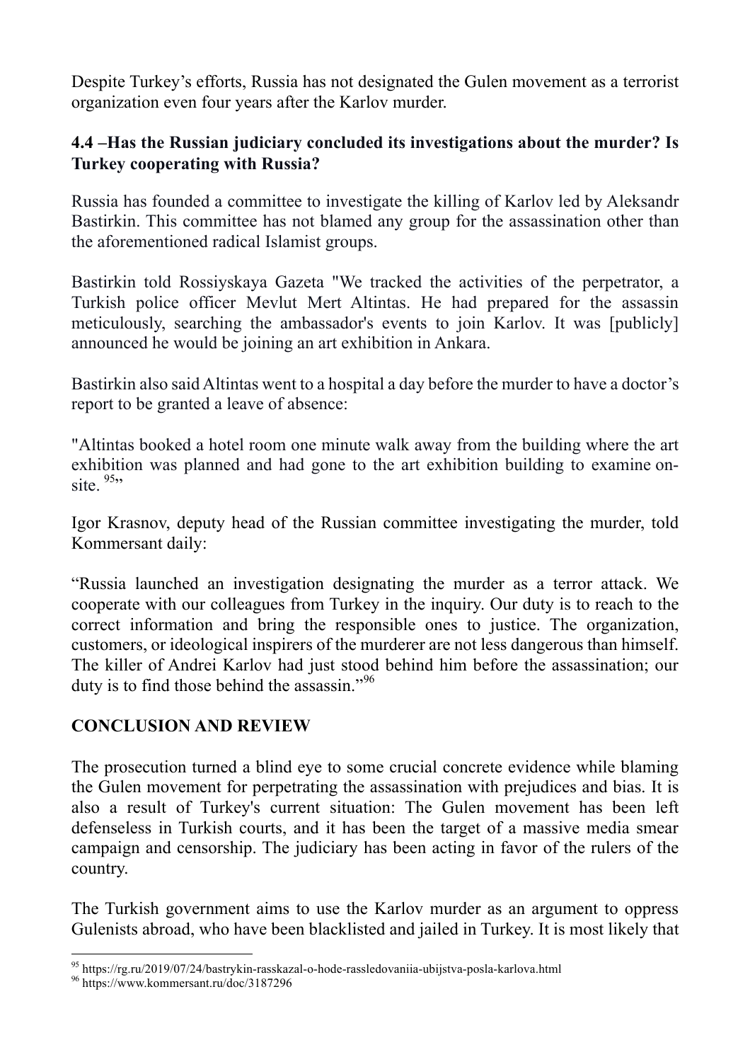Despite Turkey's efforts, Russia has not designated the Gulen movement as a terrorist organization even four years after the Karlov murder.

### 4.4 –Has the Russian judiciary concluded its investigations about the murder? Is Turkey cooperating with Russia?

Russia has founded a committee to investigate the killing of Karlov led by Aleksandr Bastirkin. This committee has not blamed any group for the assassination other than the aforementioned radical Islamist groups.

Bastirkin told Rossiyskaya Gazeta "We tracked the activities of the perpetrator, a Turkish police officer Mevlut Mert Altintas. He had prepared for the assassin meticulously, searching the ambassador's events to join Karlov. It was [publicly] announced he would be joining an art exhibition in Ankara.

Bastirkin also said Altintas went to a hospital a day before the murder to have a doctor's report to be granted a leave of absence:

"Altintas booked a hotel room one minute walk away from the building where the art exhibition was planned and had gone to the art exhibition building to examine on-site. [95]"

Igor Krasnov, deputy head of the Russian committee investigating the murder, told Kommersant daily:

"Russia launched an investigation designating the murder as a terror attack. We cooperate with our colleagues from Turkey in the inquiry. Our duty is to reach to the correct information and bring the responsible ones to justice. The organization, customers, or ideological inspirers of the murderer are not less dangerous than himself. The killer of Andrei Karlov had just stood behind him before the assassination; our duty is to find those behind the assassin."[96]

### CONCLUSION AND REVIEW

The prosecution turned a blind eye to some crucial concrete evidence while blaming the Gulen movement for perpetrating the assassination with prejudices and bias. It is also a result of Turkey's current situation: The Gulen movement has been left defenseless in Turkish courts, and it has been the target of a massive media smear campaign and censorship. The judiciary has been acting in favor of the rulers of the country.

The Turkish government aims to use the Karlov murder as an argument to oppress Gulenists abroad, who have been blacklisted and jailed in Turkey. It is most likely that

---

[95] https://rg.ru/2019/07/24/bastrykin-rasskazal-o-hode-rassledovaniia-ubijstva-posla-karlova.html

[96] https://www.kommersant.ru/doc/3187296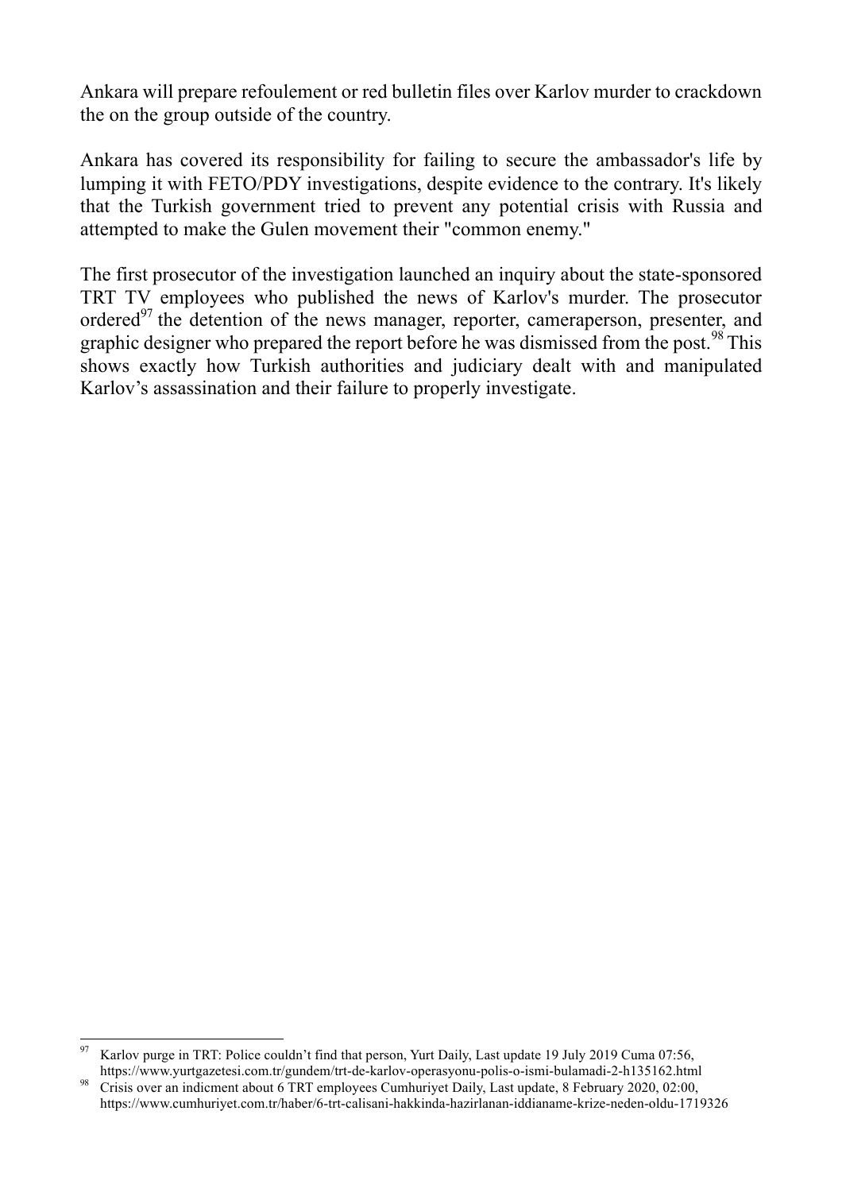Ankara will prepare refoulement or red bulletin files over Karlov murder to crackdown the on the group outside of the country.

Ankara has covered its responsibility for failing to secure the ambassador's life by lumping it with FETO/PDY investigations, despite evidence to the contrary. It's likely that the Turkish government tried to prevent any potential crisis with Russia and attempted to make the Gulen movement their "common enemy."

The first prosecutor of the investigation launched an inquiry about the state-sponsored TRT TV employees who published the news of Karlov's murder. The prosecutor ordered[97] the detention of the news manager, reporter, cameraperson, presenter, and graphic designer who prepared the report before he was dismissed from the post.[98] This shows exactly how Turkish authorities and judiciary dealt with and manipulated Karlov's assassination and their failure to properly investigate.

---

[97] Karlov purge in TRT: Police couldn't find that person, Yurt Daily, Last update 19 July 2019 Cuma 07:56, https://www.yurtgazetesi.com.tr/gundem/trt-de-karlov-operasyonu-polis-o-ismi-bulamadi-2-h135162.html

[98] Crisis over an indicment about 6 TRT employees Cumhuriyet Daily, Last update, 8 February 2020, 02:00, https://www.cumhuriyet.com.tr/haber/6-trt-calisani-hakkinda-hazirlanan-iddianame-krize-neden-oldu-1719326